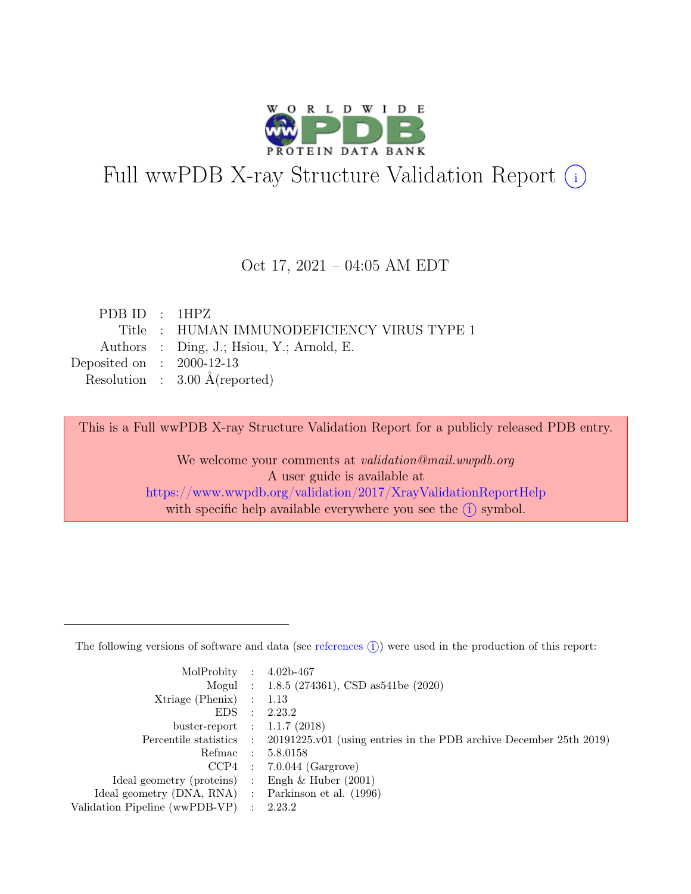# Full wwPDB X-ray Structure Validation Report (i)

Oct 17, 2021 – 04:05 AM EDT

| | | |
|---|---|---|
| PDB ID | : | 1HPZ |
| Title | : | HUMAN IMMUNODEFICIENCY VIRUS TYPE 1 |
| Authors | : | Ding, J.; Hsiou, Y.; Arnold, E. |
| Deposited on | : | 2000-12-13 |
| Resolution | : | 3.00 Å(reported) |

This is a Full wwPDB X-ray Structure Validation Report for a publicly released PDB entry.

We welcome your comments at *validation@mail.wwpdb.org*
A user guide is available at
https://www.wwpdb.org/validation/2017/XrayValidationReportHelp
with specific help available everywhere you see the (i) symbol.

The following versions of software and data (see references (i)) were used in the production of this report:

| | | |
|---|---|---|
| MolProbity | : | 4.02b-467 |
| Mogul | : | 1.8.5 (274361), CSD as541be (2020) |
| Xtriage (Phenix) | : | 1.13 |
| EDS | : | 2.23.2 |
| buster-report | : | 1.1.7 (2018) |
| Percentile statistics | : | 20191225.v01 (using entries in the PDB archive December 25th 2019) |
| Refmac | : | 5.8.0158 |
| CCP4 | : | 7.0.044 (Gargrove) |
| Ideal geometry (proteins) | : | Engh & Huber (2001) |
| Ideal geometry (DNA, RNA) | : | Parkinson et al. (1996) |
| Validation Pipeline (wwPDB-VP) | : | 2.23.2 |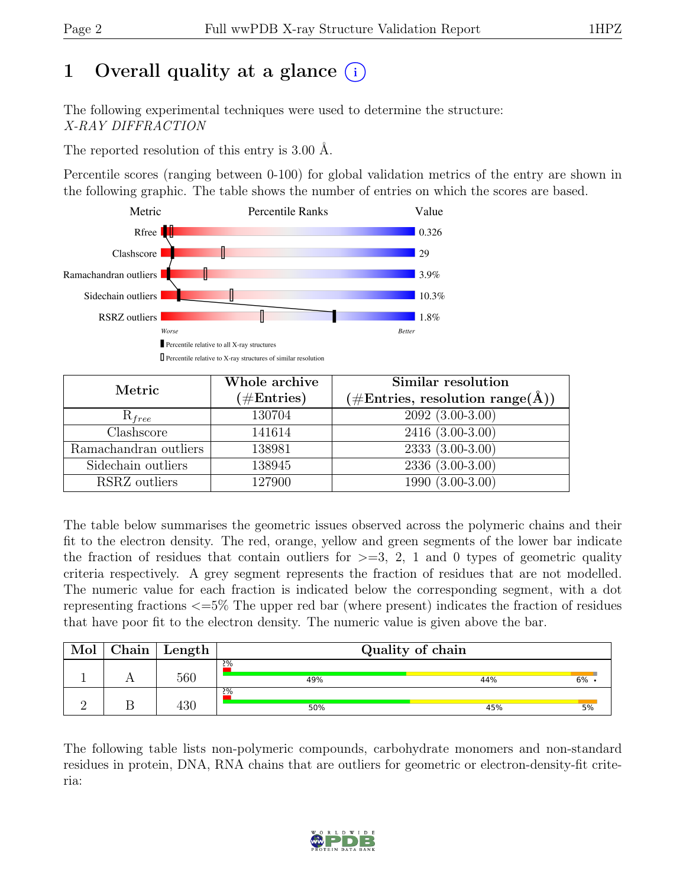# 1 Overall quality at a glance

The following experimental techniques were used to determine the structure:
*X-RAY DIFFRACTION*

The reported resolution of this entry is 3.00 Å.

Percentile scores (ranging between 0-100) for global validation metrics of the entry are shown in the following graphic. The table shows the number of entries on which the scores are based.

| Metric | Value |
|---|---|
| Rfree | 0.326 |
| Clashscore | 29 |
| Ramachandran outliers | 3.9% |
| Sidechain outliers | 10.3% |
| RSRZ outliers | 1.8% |

Worse — Better

Percentile relative to all X-ray structures

Percentile relative to X-ray structures of similar resolution

| Metric | Whole archive (#Entries) | Similar resolution (#Entries, resolution range(Å)) |
|---|---|---|
| $R_{free}$ | 130704 | 2092 (3.00-3.00) |
| Clashscore | 141614 | 2416 (3.00-3.00) |
| Ramachandran outliers | 138981 | 2333 (3.00-3.00) |
| Sidechain outliers | 138945 | 2336 (3.00-3.00) |
| RSRZ outliers | 127900 | 1990 (3.00-3.00) |

The table below summarises the geometric issues observed across the polymeric chains and their fit to the electron density. The red, orange, yellow and green segments of the lower bar indicate the fraction of residues that contain outliers for >=3, 2, 1 and 0 types of geometric quality criteria respectively. A grey segment represents the fraction of residues that are not modelled. The numeric value for each fraction is indicated below the corresponding segment, with a dot representing fractions <=5% The upper red bar (where present) indicates the fraction of residues that have poor fit to the electron density. The numeric value is given above the bar.

| Mol | Chain | Length | Quality of chain |
|---|---|---|---|
| 1 | A | 560 | 2%; 49% · 44% · 6% · • |
| 2 | B | 430 | 2%; 50% · 45% · 5% |

The following table lists non-polymeric compounds, carbohydrate monomers and non-standard residues in protein, DNA, RNA chains that are outliers for geometric or electron-density-fit criteria: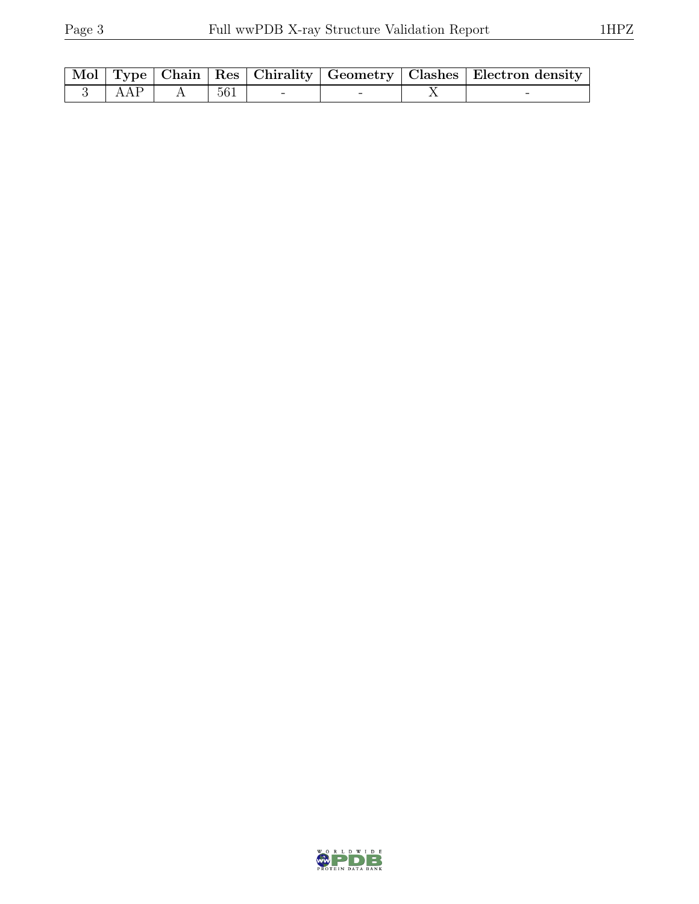| Mol | Type | Chain | Res | Chirality | Geometry | Clashes | Electron density |
|---|---|---|---|---|---|---|---|
| 3 | AAP | A | 561 | - | - | X | - |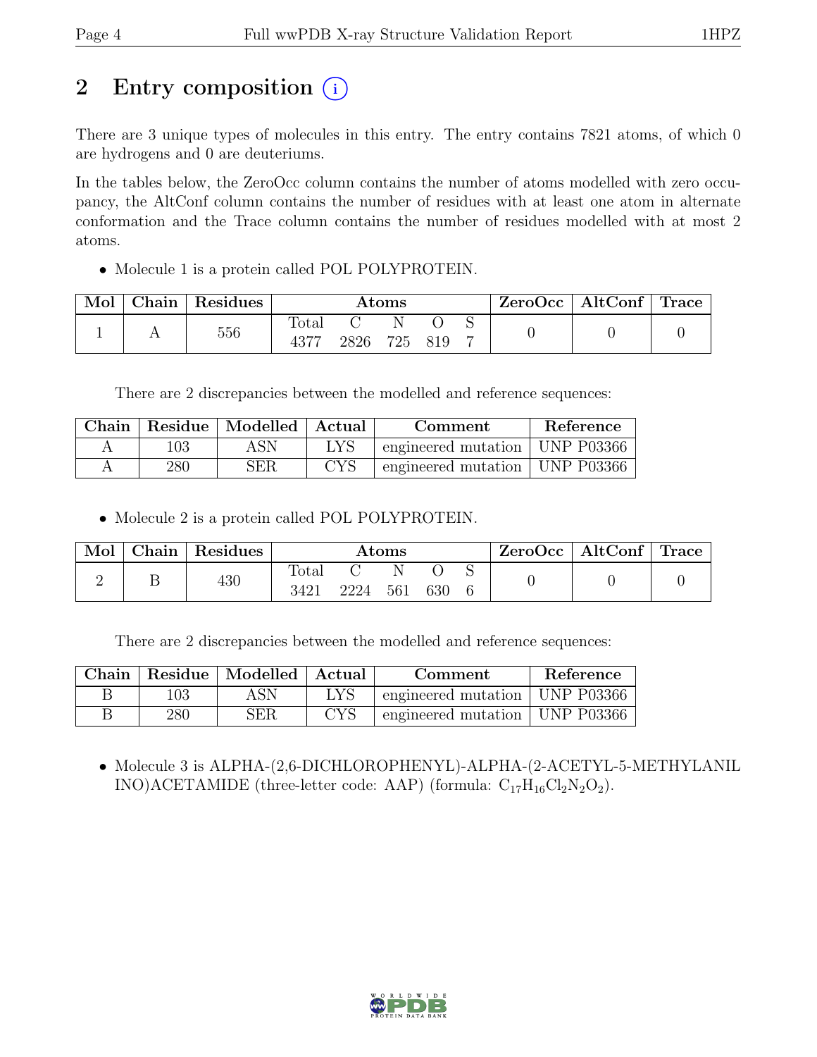# 2 Entry composition (i)

There are 3 unique types of molecules in this entry. The entry contains 7821 atoms, of which 0 are hydrogens and 0 are deuteriums.

In the tables below, the ZeroOcc column contains the number of atoms modelled with zero occupancy, the AltConf column contains the number of residues with at least one atom in alternate conformation and the Trace column contains the number of residues modelled with at most 2 atoms.

- Molecule 1 is a protein called POL POLYPROTEIN.

| Mol | Chain | Residues | Atoms | | | | | ZeroOcc | AltConf | Trace |
|---|---|---|---|---|---|---|---|---|---|---|
| 1 | A | 556 | Total | C | N | O | S | 0 | 0 | 0 |
| | | | 4377 | 2826 | 725 | 819 | 7 | | | |

There are 2 discrepancies between the modelled and reference sequences:

| Chain | Residue | Modelled | Actual | Comment | Reference |
|---|---|---|---|---|---|
| A | 103 | ASN | LYS | engineered mutation | UNP P03366 |
| A | 280 | SER | CYS | engineered mutation | UNP P03366 |

- Molecule 2 is a protein called POL POLYPROTEIN.

| Mol | Chain | Residues | Atoms | | | | | ZeroOcc | AltConf | Trace |
|---|---|---|---|---|---|---|---|---|---|---|
| 2 | B | 430 | Total | C | N | O | S | 0 | 0 | 0 |
| | | | 3421 | 2224 | 561 | 630 | 6 | | | |

There are 2 discrepancies between the modelled and reference sequences:

| Chain | Residue | Modelled | Actual | Comment | Reference |
|---|---|---|---|---|---|
| B | 103 | ASN | LYS | engineered mutation | UNP P03366 |
| B | 280 | SER | CYS | engineered mutation | UNP P03366 |

- Molecule 3 is ALPHA-(2,6-DICHLOROPHENYL)-ALPHA-(2-ACETYL-5-METHYLANILINO)ACETAMIDE (three-letter code: AAP) (formula: $C_{17}H_{16}Cl_2N_2O_2$).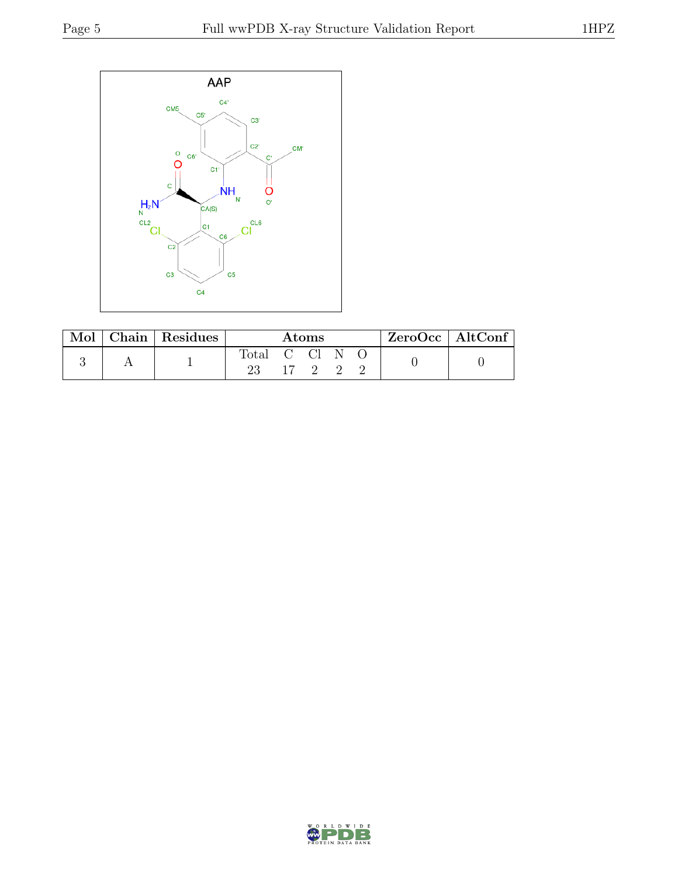| Mol | Chain | Residues | Atoms | | | | | ZeroOcc | AltConf |
|---|---|---|---|---|---|---|---|---|---|
| | | | Total | C | Cl | N | O | | |
| 3 | A | 1 | 23 | 17 | 2 | 2 | 2 | 0 | 0 |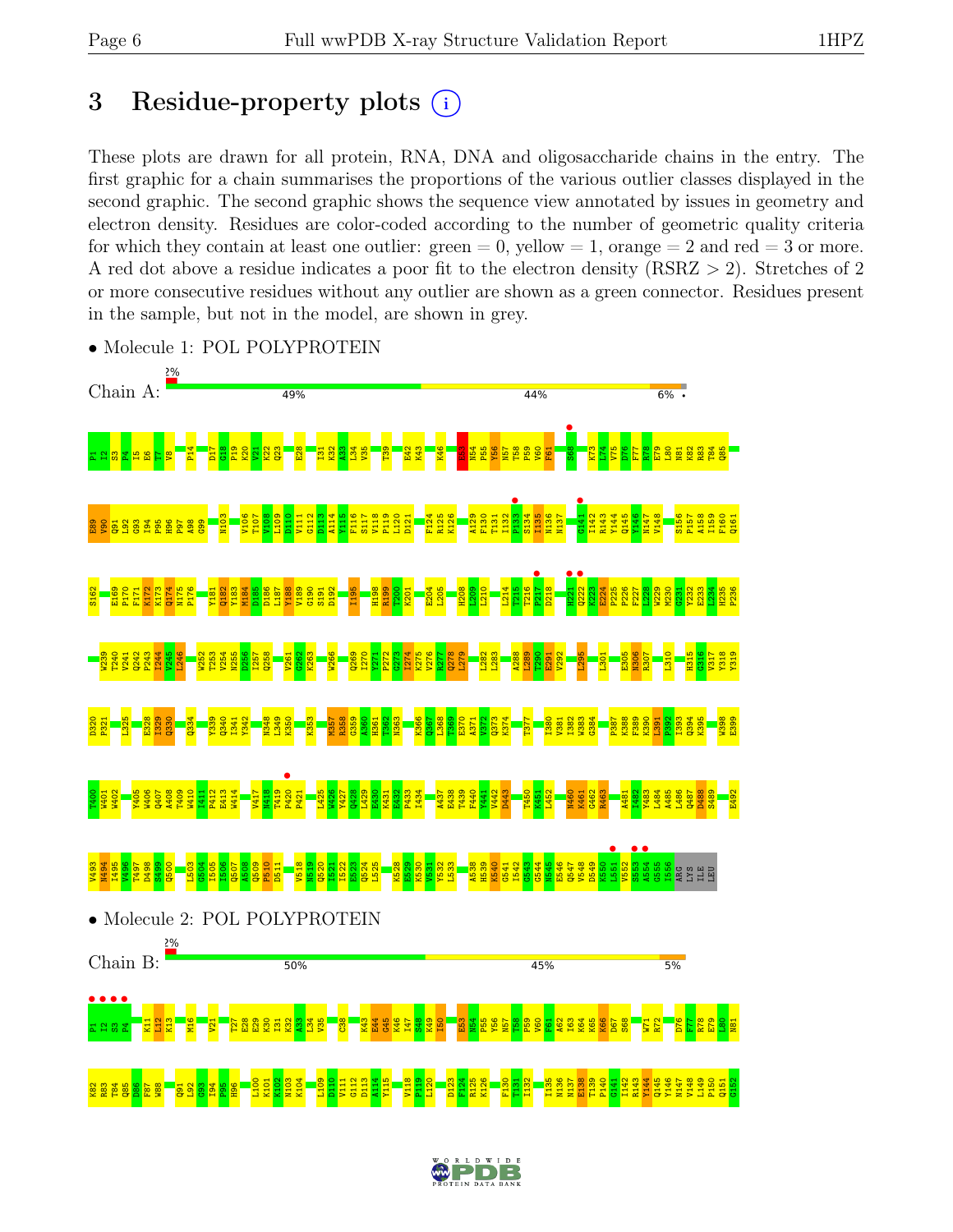# 3 Residue-property plots

These plots are drawn for all protein, RNA, DNA and oligosaccharide chains in the entry. The first graphic for a chain summarises the proportions of the various outlier classes displayed in the second graphic. The second graphic shows the sequence view annotated by issues in geometry and electron density. Residues are color-coded according to the number of geometric quality criteria for which they contain at least one outlier: green = 0, yellow = 1, orange = 2 and red = 3 or more. A red dot above a residue indicates a poor fit to the electron density (RSRZ > 2). Stretches of 2 or more consecutive residues without any outlier are shown as a green connector. Residues present in the sample, but not in the model, are shown in grey.

- Molecule 1: POL POLYPROTEIN

Chain A: 2% | 49% | 44% | 6% | •

P1 T2 S3 P4 I5 E6 T7 V8 P14 D17 G18 P19 K20 V21 K22 Q23 E28 I31 K32 A33 L34 V35 T39 E42 K43 K46 E53 N54 P55 Y56 N57 T58 P59 V60 F61 S68 K73 L74 V75 D76 F77 R78 E79 L80 N81 K82 R83 T84 Q85

E89 V90 Q91 L92 G93 I94 P95 H96 P97 A98 G99 N103 V106 T107 V108 L109 D110 V111 G112 D113 A114 Y115 F116 S117 V118 P119 L120 D121 F124 R125 K126 A129 F130 T131 I132 P133 S134 I135 N136 N137 G141 I142 R143 Y144 Q145 Y146 N147 V148 S156 P157 A158 I159 F160 Q161

S162 E169 P170 F171 K172 K173 Q174 N175 P176 Y181 Q182 Y183 M184 D185 D186 L187 Y188 V189 G190 S191 D192 I195 H198 R199 T200 K201 E204 L205 H208 L209 L210 L214 T215 T216 P217 D218 H221 Q222 K223 E224 P225 P226 F227 L228 W229 M230 G231 Y232 E233 L234 H235 P236

W239 T240 V241 Q242 P243 I244 V245 L246 W252 T253 V254 N255 D256 I257 Q258 V261 G262 K263 W266 Q269 I270 Y271 P272 G273 I274 K275 V276 R277 Q278 L279 L282 L283 A288 L289 T290 E291 V292 L295 L301 E305 N306 R307 L310 H315 G316 V317 Y318 Y319

D320 P321 L325 E328 I329 Q330 Q334 Y339 Q340 I341 Y342 N348 L349 K350 K353 N357 R358 G359 A360 H361 T362 N363 K366 Q367 L368 T369 E370 A371 V372 Q373 K374 T377 I380 V381 I382 W383 G384 P387 K388 F389 K390 L391 P392 I393 Q394 K395 W398 E399

T400 W401 W402 Y405 W406 Q407 A408 T409 W410 I411 P412 E413 W414 V417 N418 T419 P420 P421 L425 W426 Y427 Q428 L429 E430 K431 E432 P433 I434 A437 E438 T439 F440 Y441 V442 D443 T450 K451 L452 N460 K461 G462 R463 A481 I482 Y483 L484 A485 L486 Q487 D488 S489 E492

V493 N494 I495 V496 T497 D498 S499 Q500 L503 G504 I505 I506 Q507 A508 Q509 P510 D511 V518 N519 Q520 I521 I522 E523 Q524 L525 K528 E529 K530 V531 Y532 L533 A538 H539 K540 G541 I542 G543 G544 N545 E546 Q547 V548 D549 K550 L551 V552 S553 A554 G555 I556 ARG LYS ILE LEU

- Molecule 2: POL POLYPROTEIN

Chain B: 2% | 50% | 45% | 5%

P1 I2 S3 P4 K11 L12 K13 M16 V21 T27 E28 E29 K30 I31 K32 A33 L34 V35 C38 K43 E44 G45 K46 I47 S48 K49 I50 E53 N54 P55 Y56 N57 T58 P59 V60 F61 A62 I63 K64 K65 K66 D67 S68 W71 R72 D76 F77 R78 E79 L80 N81

K82 R83 T84 Q85 D86 F87 W88 Q91 L92 G93 I94 P95 H96 L100 K101 K102 N103 K104 L109 D110 V111 G112 D113 A114 Y115 V118 P119 L120 D123 F124 R125 K126 F130 T131 I132 I135 N136 N137 E138 T139 P140 G141 I142 R143 Y144 Q145 Y146 N147 V148 L149 P150 Q151 G152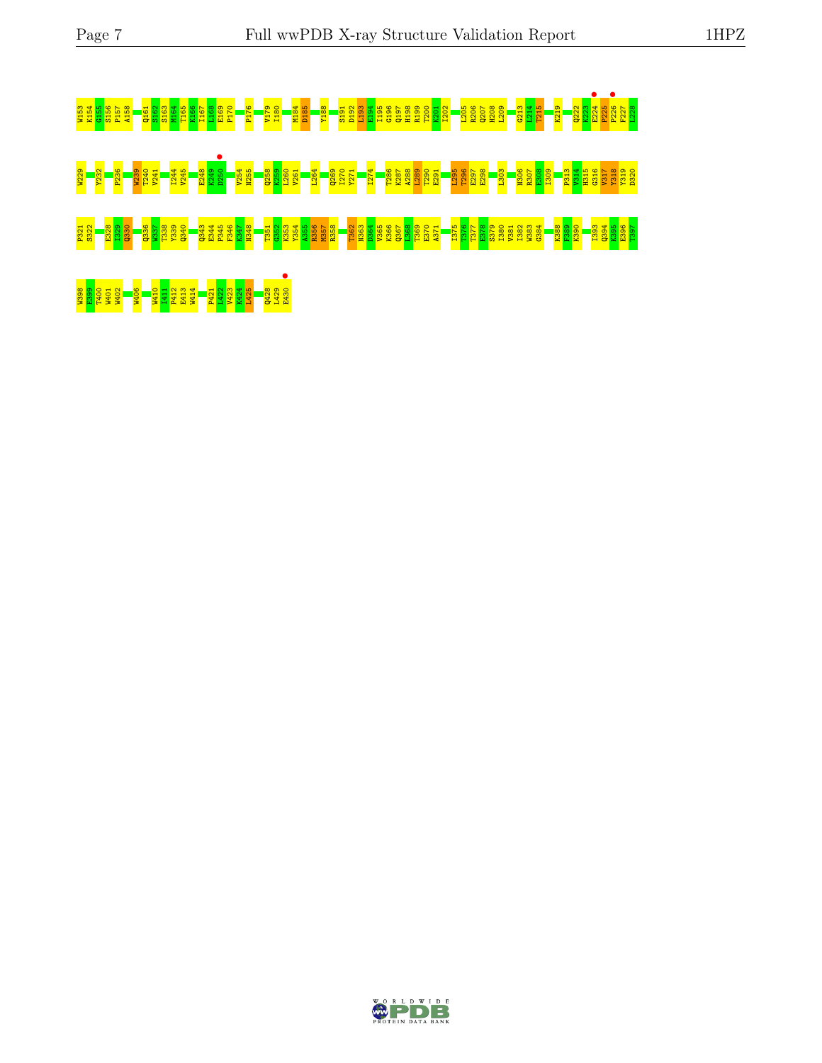W153 K154 G155 S156 P157 A158 Q161 S162 S163 M164 T165 K166 I167 L168 E169 P170 P176 V179 I180 M184 D185 Y188 S191 D192 L193 E194 I195 G196 Q197 H198 R199 T200 K201 I202 L205 R206 Q207 H208 L209 G213 L214 T215 K219 Q222 K223 E224 P225 P226 F227 L228

W229 Y232 P236 W239 T240 V241 I244 V245 E248 K249 D250 V254 N255 Q258 K259 L260 V261 L264 Q269 I270 Y271 I274 T286 K287 A288 L289 T290 E291 L295 T296 E297 E298 L303 N306 R307 E308 I309 P313 V314 H315 G316 V317 Y318 Y319 D320

P321 S322 E328 I329 Q330 Q336 W337 T338 Y339 Q340 Q343 E344 P345 F346 K347 N348 T351 G352 K353 Y354 A355 R356 M357 R358 T362 N363 D364 V365 K366 Q367 L368 T369 E370 A371 I375 T376 T377 E378 S379 I380 V381 I382 W383 G384 K388 F389 K390 I393 Q394 K395 E396 T397

W398 E399 T400 W401 W402 W406 W410 I411 P412 E413 W414 P421 L422 V423 K424 L425 Q428 L429 E430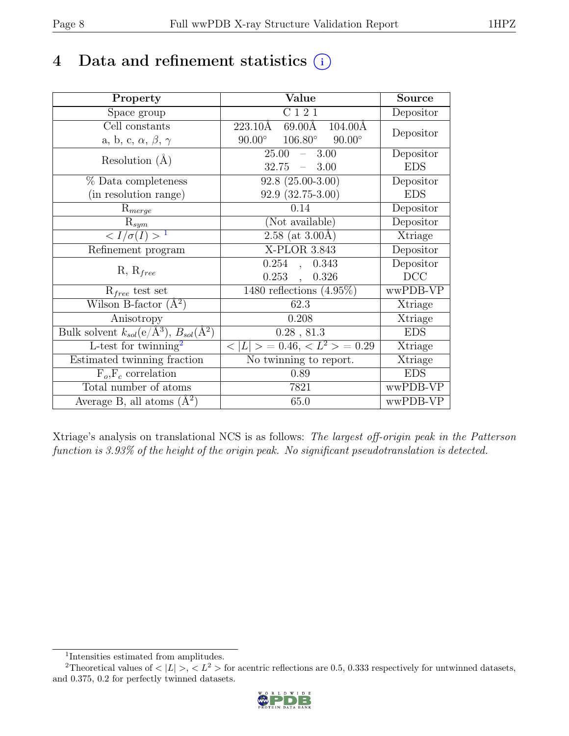# 4 Data and refinement statistics (i)

| Property | Value | Source |
|---|---|---|
| Space group | C 1 2 1 | Depositor |
| Cell constants<br>a, b, c, $\alpha$, $\beta$, $\gamma$ | 223.10Å 69.00Å 104.00Å<br>90.00° 106.80° 90.00° | Depositor |
| Resolution (Å) | 25.00 – 3.00<br>32.75 – 3.00 | Depositor<br>EDS |
| % Data completeness<br>(in resolution range) | 92.8 (25.00-3.00)<br>92.9 (32.75-3.00) | Depositor<br>EDS |
| $R_{merge}$ | 0.14 | Depositor |
| $R_{sym}$ | (Not available) | Depositor |
| $< I/\sigma(I) >$ [1] | 2.58 (at 3.00Å) | Xtriage |
| Refinement program | X-PLOR 3.843 | Depositor |
| R, $R_{free}$ | 0.254 , 0.343<br>0.253 , 0.326 | Depositor<br>DCC |
| $R_{free}$ test set | 1480 reflections (4.95%) | wwPDB-VP |
| Wilson B-factor (Å$^2$) | 62.3 | Xtriage |
| Anisotropy | 0.208 | Xtriage |
| Bulk solvent $k_{sol}$(e/Å$^3$), $B_{sol}$(Å$^2$) | 0.28 , 81.3 | EDS |
| L-test for twinning[2] | $< \lvert L \rvert > = 0.46$, $< L^2 > = 0.29$ | Xtriage |
| Estimated twinning fraction | No twinning to report. | Xtriage |
| $F_o$,$F_c$ correlation | 0.89 | EDS |
| Total number of atoms | 7821 | wwPDB-VP |
| Average B, all atoms (Å$^2$) | 65.0 | wwPDB-VP |

Xtriage's analysis on translational NCS is as follows: *The largest off-origin peak in the Patterson function is 3.93% of the height of the origin peak. No significant pseudotranslation is detected.*

[1] Intensities estimated from amplitudes.

[2] Theoretical values of $< \lvert L \rvert >$, $< L^2 >$ for acentric reflections are 0.5, 0.333 respectively for untwinned datasets, and 0.375, 0.2 for perfectly twinned datasets.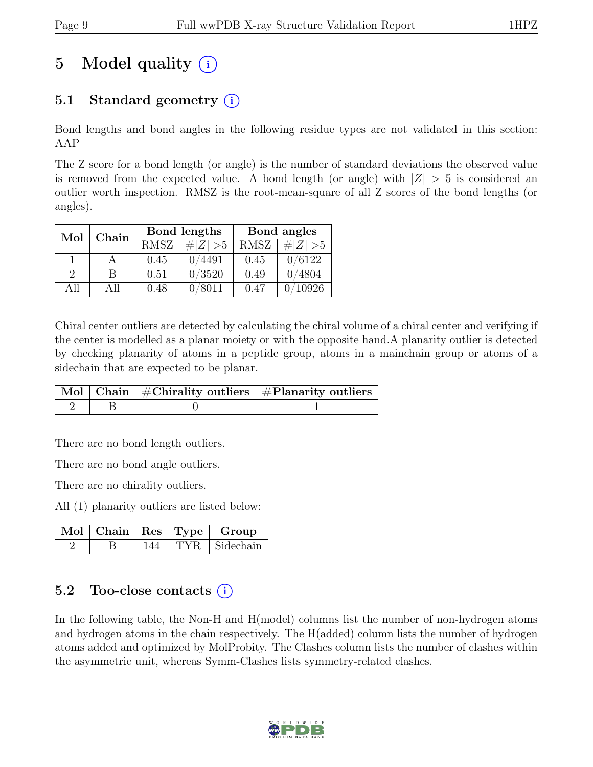# 5 Model quality (i)

## 5.1 Standard geometry (i)

Bond lengths and bond angles in the following residue types are not validated in this section: AAP

The Z score for a bond length (or angle) is the number of standard deviations the observed value is removed from the expected value. A bond length (or angle) with $|Z| > 5$ is considered an outlier worth inspection. RMSZ is the root-mean-square of all Z scores of the bond lengths (or angles).

| Mol | Chain | Bond lengths | | Bond angles | |
|---|---|---|---|---|---|
| | | RMSZ | $\#\|Z\| > 5$ | RMSZ | $\#\|Z\| > 5$ |
| 1 | A | 0.45 | 0/4491 | 0.45 | 0/6122 |
| 2 | B | 0.51 | 0/3520 | 0.49 | 0/4804 |
| All | All | 0.48 | 0/8011 | 0.47 | 0/10926 |

Chiral center outliers are detected by calculating the chiral volume of a chiral center and verifying if the center is modelled as a planar moiety or with the opposite hand.A planarity outlier is detected by checking planarity of atoms in a peptide group, atoms in a mainchain group or atoms of a sidechain that are expected to be planar.

| Mol | Chain | #Chirality outliers | #Planarity outliers |
|---|---|---|---|
| 2 | B | 0 | 1 |

There are no bond length outliers.

There are no bond angle outliers.

There are no chirality outliers.

All (1) planarity outliers are listed below:

| Mol | Chain | Res | Type | Group |
|---|---|---|---|---|
| 2 | B | 144 | TYR | Sidechain |

## 5.2 Too-close contacts (i)

In the following table, the Non-H and H(model) columns list the number of non-hydrogen atoms and hydrogen atoms in the chain respectively. The H(added) column lists the number of hydrogen atoms added and optimized by MolProbity. The Clashes column lists the number of clashes within the asymmetric unit, whereas Symm-Clashes lists symmetry-related clashes.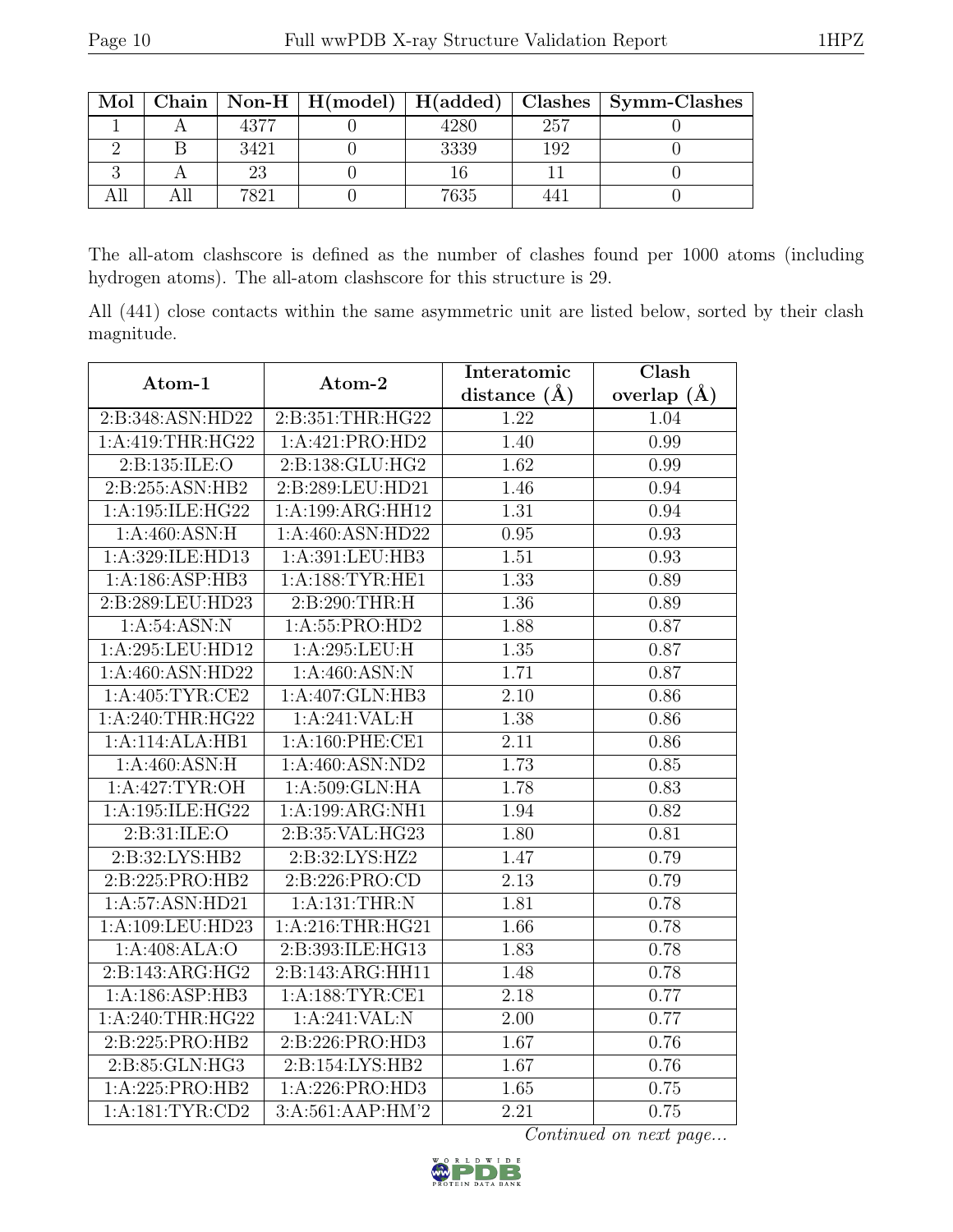| Mol | Chain | Non-H | H(model) | H(added) | Clashes | Symm-Clashes |
|---|---|---|---|---|---|---|
| 1 | A | 4377 | 0 | 4280 | 257 | 0 |
| 2 | B | 3421 | 0 | 3339 | 192 | 0 |
| 3 | A | 23 | 0 | 16 | 11 | 0 |
| All | All | 7821 | 0 | 7635 | 441 | 0 |

The all-atom clashscore is defined as the number of clashes found per 1000 atoms (including hydrogen atoms). The all-atom clashscore for this structure is 29.

All (441) close contacts within the same asymmetric unit are listed below, sorted by their clash magnitude.

| Atom-1 | Atom-2 | Interatomic distance (Å) | Clash overlap (Å) |
|---|---|---|---|
| 2:B:348:ASN:HD22 | 2:B:351:THR:HG22 | 1.22 | 1.04 |
| 1:A:419:THR:HG22 | 1:A:421:PRO:HD2 | 1.40 | 0.99 |
| 2:B:135:ILE:O | 2:B:138:GLU:HG2 | 1.62 | 0.99 |
| 2:B:255:ASN:HB2 | 2:B:289:LEU:HD21 | 1.46 | 0.94 |
| 1:A:195:ILE:HG22 | 1:A:199:ARG:HH12 | 1.31 | 0.94 |
| 1:A:460:ASN:H | 1:A:460:ASN:HD22 | 0.95 | 0.93 |
| 1:A:329:ILE:HD13 | 1:A:391:LEU:HB3 | 1.51 | 0.93 |
| 1:A:186:ASP:HB3 | 1:A:188:TYR:HE1 | 1.33 | 0.89 |
| 2:B:289:LEU:HD23 | 2:B:290:THR:H | 1.36 | 0.89 |
| 1:A:54:ASN:N | 1:A:55:PRO:HD2 | 1.88 | 0.87 |
| 1:A:295:LEU:HD12 | 1:A:295:LEU:H | 1.35 | 0.87 |
| 1:A:460:ASN:HD22 | 1:A:460:ASN:N | 1.71 | 0.87 |
| 1:A:405:TYR:CE2 | 1:A:407:GLN:HB3 | 2.10 | 0.86 |
| 1:A:240:THR:HG22 | 1:A:241:VAL:H | 1.38 | 0.86 |
| 1:A:114:ALA:HB1 | 1:A:160:PHE:CE1 | 2.11 | 0.86 |
| 1:A:460:ASN:H | 1:A:460:ASN:ND2 | 1.73 | 0.85 |
| 1:A:427:TYR:OH | 1:A:509:GLN:HA | 1.78 | 0.83 |
| 1:A:195:ILE:HG22 | 1:A:199:ARG:NH1 | 1.94 | 0.82 |
| 2:B:31:ILE:O | 2:B:35:VAL:HG23 | 1.80 | 0.81 |
| 2:B:32:LYS:HB2 | 2:B:32:LYS:HZ2 | 1.47 | 0.79 |
| 2:B:225:PRO:HB2 | 2:B:226:PRO:CD | 2.13 | 0.79 |
| 1:A:57:ASN:HD21 | 1:A:131:THR:N | 1.81 | 0.78 |
| 1:A:109:LEU:HD23 | 1:A:216:THR:HG21 | 1.66 | 0.78 |
| 1:A:408:ALA:O | 2:B:393:ILE:HG13 | 1.83 | 0.78 |
| 2:B:143:ARG:HG2 | 2:B:143:ARG:HH11 | 1.48 | 0.78 |
| 1:A:186:ASP:HB3 | 1:A:188:TYR:CE1 | 2.18 | 0.77 |
| 1:A:240:THR:HG22 | 1:A:241:VAL:N | 2.00 | 0.77 |
| 2:B:225:PRO:HB2 | 2:B:226:PRO:HD3 | 1.67 | 0.76 |
| 2:B:85:GLN:HG3 | 2:B:154:LYS:HB2 | 1.67 | 0.76 |
| 1:A:225:PRO:HB2 | 1:A:226:PRO:HD3 | 1.65 | 0.75 |
| 1:A:181:TYR:CD2 | 3:A:561:AAP:HM'2 | 2.21 | 0.75 |

*Continued on next page...*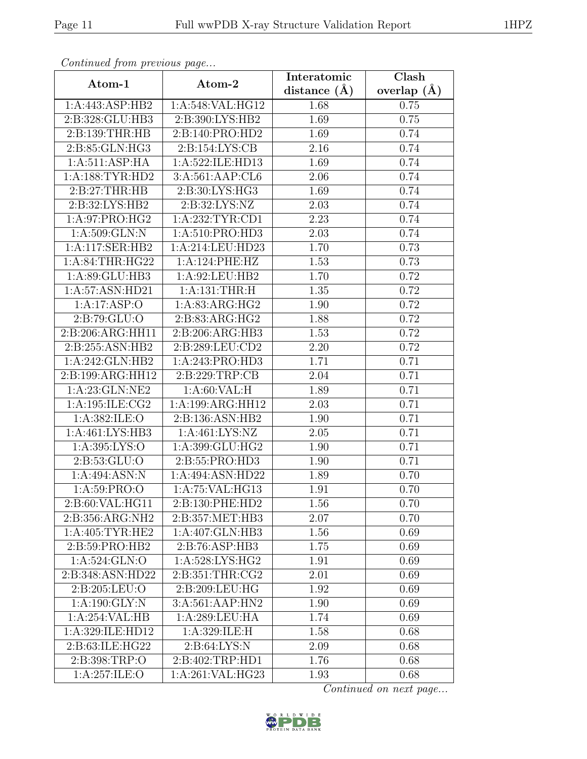*Continued from previous page...*

| Atom-1 | Atom-2 | Interatomic distance (Å) | Clash overlap (Å) |
| --- | --- | --- | --- |
| 1:A:443:ASP:HB2 | 1:A:548:VAL:HG12 | 1.68 | 0.75 |
| 2:B:328:GLU:HB3 | 2:B:390:LYS:HB2 | 1.69 | 0.75 |
| 2:B:139:THR:HB | 2:B:140:PRO:HD2 | 1.69 | 0.74 |
| 2:B:85:GLN:HG3 | 2:B:154:LYS:CB | 2.16 | 0.74 |
| 1:A:511:ASP:HA | 1:A:522:ILE:HD13 | 1.69 | 0.74 |
| 1:A:188:TYR:HD2 | 3:A:561:AAP:CL6 | 2.06 | 0.74 |
| 2:B:27:THR:HB | 2:B:30:LYS:HG3 | 1.69 | 0.74 |
| 2:B:32:LYS:HB2 | 2:B:32:LYS:NZ | 2.03 | 0.74 |
| 1:A:97:PRO:HG2 | 1:A:232:TYR:CD1 | 2.23 | 0.74 |
| 1:A:509:GLN:N | 1:A:510:PRO:HD3 | 2.03 | 0.74 |
| 1:A:117:SER:HB2 | 1:A:214:LEU:HD23 | 1.70 | 0.73 |
| 1:A:84:THR:HG22 | 1:A:124:PHE:HZ | 1.53 | 0.73 |
| 1:A:89:GLU:HB3 | 1:A:92:LEU:HB2 | 1.70 | 0.72 |
| 1:A:57:ASN:HD21 | 1:A:131:THR:H | 1.35 | 0.72 |
| 1:A:17:ASP:O | 1:A:83:ARG:HG2 | 1.90 | 0.72 |
| 2:B:79:GLU:O | 2:B:83:ARG:HG2 | 1.88 | 0.72 |
| 2:B:206:ARG:HH11 | 2:B:206:ARG:HB3 | 1.53 | 0.72 |
| 2:B:255:ASN:HB2 | 2:B:289:LEU:CD2 | 2.20 | 0.72 |
| 1:A:242:GLN:HB2 | 1:A:243:PRO:HD3 | 1.71 | 0.71 |
| 2:B:199:ARG:HH12 | 2:B:229:TRP:CB | 2.04 | 0.71 |
| 1:A:23:GLN:NE2 | 1:A:60:VAL:H | 1.89 | 0.71 |
| 1:A:195:ILE:CG2 | 1:A:199:ARG:HH12 | 2.03 | 0.71 |
| 1:A:382:ILE:O | 2:B:136:ASN:HB2 | 1.90 | 0.71 |
| 1:A:461:LYS:HB3 | 1:A:461:LYS:NZ | 2.05 | 0.71 |
| 1:A:395:LYS:O | 1:A:399:GLU:HG2 | 1.90 | 0.71 |
| 2:B:53:GLU:O | 2:B:55:PRO:HD3 | 1.90 | 0.71 |
| 1:A:494:ASN:N | 1:A:494:ASN:HD22 | 1.89 | 0.70 |
| 1:A:59:PRO:O | 1:A:75:VAL:HG13 | 1.91 | 0.70 |
| 2:B:60:VAL:HG11 | 2:B:130:PHE:HD2 | 1.56 | 0.70 |
| 2:B:356:ARG:NH2 | 2:B:357:MET:HB3 | 2.07 | 0.70 |
| 1:A:405:TYR:HE2 | 1:A:407:GLN:HB3 | 1.56 | 0.69 |
| 2:B:59:PRO:HB2 | 2:B:76:ASP:HB3 | 1.75 | 0.69 |
| 1:A:524:GLN:O | 1:A:528:LYS:HG2 | 1.91 | 0.69 |
| 2:B:348:ASN:HD22 | 2:B:351:THR:CG2 | 2.01 | 0.69 |
| 2:B:205:LEU:O | 2:B:209:LEU:HG | 1.92 | 0.69 |
| 1:A:190:GLY:N | 3:A:561:AAP:HN2 | 1.90 | 0.69 |
| 1:A:254:VAL:HB | 1:A:289:LEU:HA | 1.74 | 0.69 |
| 1:A:329:ILE:HD12 | 1:A:329:ILE:H | 1.58 | 0.68 |
| 2:B:63:ILE:HG22 | 2:B:64:LYS:N | 2.09 | 0.68 |
| 2:B:398:TRP:O | 2:B:402:TRP:HD1 | 1.76 | 0.68 |
| 1:A:257:ILE:O | 1:A:261:VAL:HG23 | 1.93 | 0.68 |

*Continued on next page...*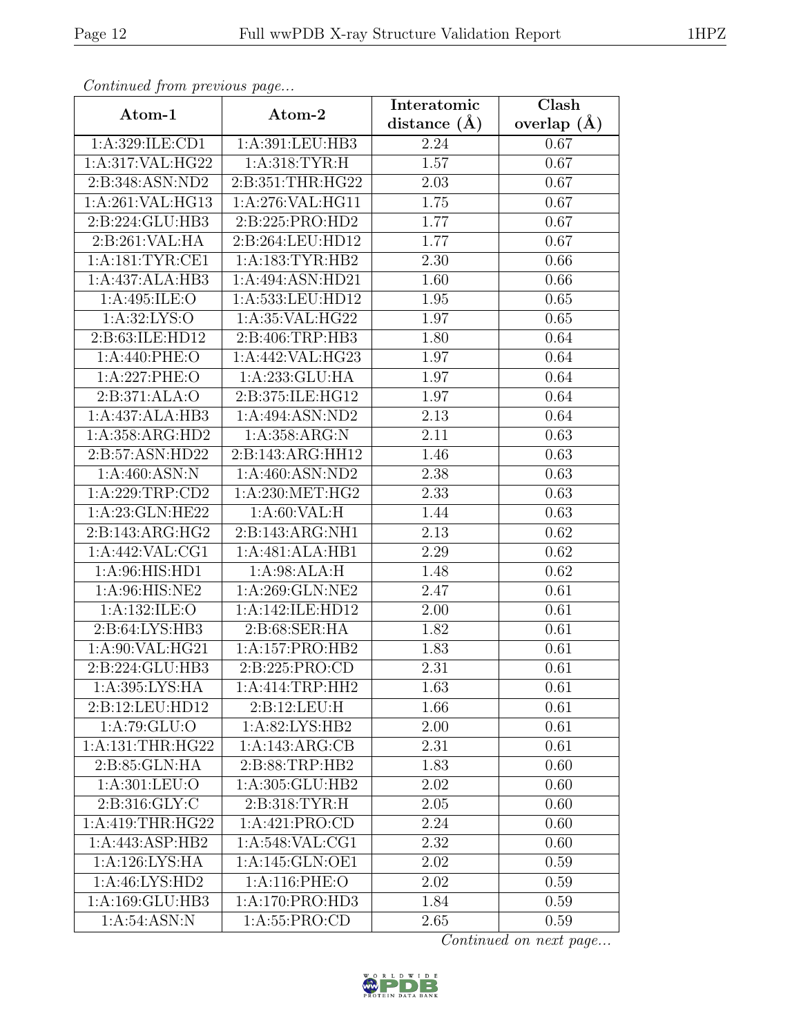*Continued from previous page...*

| Atom-1 | Atom-2 | Interatomic distance (Å) | Clash overlap (Å) |
|---|---|---|---|
| 1:A:329:ILE:CD1 | 1:A:391:LEU:HB3 | 2.24 | 0.67 |
| 1:A:317:VAL:HG22 | 1:A:318:TYR:H | 1.57 | 0.67 |
| 2:B:348:ASN:ND2 | 2:B:351:THR:HG22 | 2.03 | 0.67 |
| 1:A:261:VAL:HG13 | 1:A:276:VAL:HG11 | 1.75 | 0.67 |
| 2:B:224:GLU:HB3 | 2:B:225:PRO:HD2 | 1.77 | 0.67 |
| 2:B:261:VAL:HA | 2:B:264:LEU:HD12 | 1.77 | 0.67 |
| 1:A:181:TYR:CE1 | 1:A:183:TYR:HB2 | 2.30 | 0.66 |
| 1:A:437:ALA:HB3 | 1:A:494:ASN:HD21 | 1.60 | 0.66 |
| 1:A:495:ILE:O | 1:A:533:LEU:HD12 | 1.95 | 0.65 |
| 1:A:32:LYS:O | 1:A:35:VAL:HG22 | 1.97 | 0.65 |
| 2:B:63:ILE:HD12 | 2:B:406:TRP:HB3 | 1.80 | 0.64 |
| 1:A:440:PHE:O | 1:A:442:VAL:HG23 | 1.97 | 0.64 |
| 1:A:227:PHE:O | 1:A:233:GLU:HA | 1.97 | 0.64 |
| 2:B:371:ALA:O | 2:B:375:ILE:HG12 | 1.97 | 0.64 |
| 1:A:437:ALA:HB3 | 1:A:494:ASN:ND2 | 2.13 | 0.64 |
| 1:A:358:ARG:HD2 | 1:A:358:ARG:N | 2.11 | 0.63 |
| 2:B:57:ASN:HD22 | 2:B:143:ARG:HH12 | 1.46 | 0.63 |
| 1:A:460:ASN:N | 1:A:460:ASN:ND2 | 2.38 | 0.63 |
| 1:A:229:TRP:CD2 | 1:A:230:MET:HG2 | 2.33 | 0.63 |
| 1:A:23:GLN:HE22 | 1:A:60:VAL:H | 1.44 | 0.63 |
| 2:B:143:ARG:HG2 | 2:B:143:ARG:NH1 | 2.13 | 0.62 |
| 1:A:442:VAL:CG1 | 1:A:481:ALA:HB1 | 2.29 | 0.62 |
| 1:A:96:HIS:HD1 | 1:A:98:ALA:H | 1.48 | 0.62 |
| 1:A:96:HIS:NE2 | 1:A:269:GLN:NE2 | 2.47 | 0.61 |
| 1:A:132:ILE:O | 1:A:142:ILE:HD12 | 2.00 | 0.61 |
| 2:B:64:LYS:HB3 | 2:B:68:SER:HA | 1.82 | 0.61 |
| 1:A:90:VAL:HG21 | 1:A:157:PRO:HB2 | 1.83 | 0.61 |
| 2:B:224:GLU:HB3 | 2:B:225:PRO:CD | 2.31 | 0.61 |
| 1:A:395:LYS:HA | 1:A:414:TRP:HH2 | 1.63 | 0.61 |
| 2:B:12:LEU:HD12 | 2:B:12:LEU:H | 1.66 | 0.61 |
| 1:A:79:GLU:O | 1:A:82:LYS:HB2 | 2.00 | 0.61 |
| 1:A:131:THR:HG22 | 1:A:143:ARG:CB | 2.31 | 0.61 |
| 2:B:85:GLN:HA | 2:B:88:TRP:HB2 | 1.83 | 0.60 |
| 1:A:301:LEU:O | 1:A:305:GLU:HB2 | 2.02 | 0.60 |
| 2:B:316:GLY:C | 2:B:318:TYR:H | 2.05 | 0.60 |
| 1:A:419:THR:HG22 | 1:A:421:PRO:CD | 2.24 | 0.60 |
| 1:A:443:ASP:HB2 | 1:A:548:VAL:CG1 | 2.32 | 0.60 |
| 1:A:126:LYS:HA | 1:A:145:GLN:OE1 | 2.02 | 0.59 |
| 1:A:46:LYS:HD2 | 1:A:116:PHE:O | 2.02 | 0.59 |
| 1:A:169:GLU:HB3 | 1:A:170:PRO:HD3 | 1.84 | 0.59 |
| 1:A:54:ASN:N | 1:A:55:PRO:CD | 2.65 | 0.59 |

*Continued on next page...*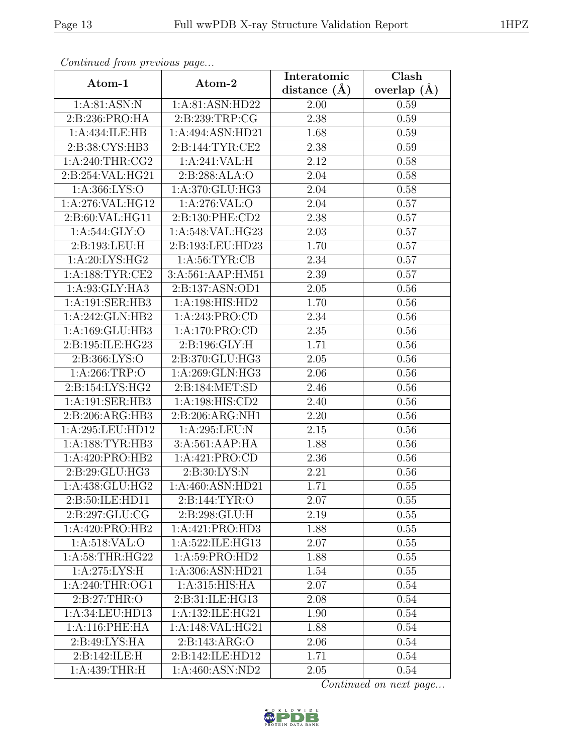*Continued from previous page...*

| Atom-1 | Atom-2 | Interatomic distance (Å) | Clash overlap (Å) |
|---|---|---|---|
| 1:A:81:ASN:N | 1:A:81:ASN:HD22 | 2.00 | 0.59 |
| 2:B:236:PRO:HA | 2:B:239:TRP:CG | 2.38 | 0.59 |
| 1:A:434:ILE:HB | 1:A:494:ASN:HD21 | 1.68 | 0.59 |
| 2:B:38:CYS:HB3 | 2:B:144:TYR:CE2 | 2.38 | 0.59 |
| 1:A:240:THR:CG2 | 1:A:241:VAL:H | 2.12 | 0.58 |
| 2:B:254:VAL:HG21 | 2:B:288:ALA:O | 2.04 | 0.58 |
| 1:A:366:LYS:O | 1:A:370:GLU:HG3 | 2.04 | 0.58 |
| 1:A:276:VAL:HG12 | 1:A:276:VAL:O | 2.04 | 0.57 |
| 2:B:60:VAL:HG11 | 2:B:130:PHE:CD2 | 2.38 | 0.57 |
| 1:A:544:GLY:O | 1:A:548:VAL:HG23 | 2.03 | 0.57 |
| 2:B:193:LEU:H | 2:B:193:LEU:HD23 | 1.70 | 0.57 |
| 1:A:20:LYS:HG2 | 1:A:56:TYR:CB | 2.34 | 0.57 |
| 1:A:188:TYR:CE2 | 3:A:561:AAP:HM51 | 2.39 | 0.57 |
| 1:A:93:GLY:HA3 | 2:B:137:ASN:OD1 | 2.05 | 0.56 |
| 1:A:191:SER:HB3 | 1:A:198:HIS:HD2 | 1.70 | 0.56 |
| 1:A:242:GLN:HB2 | 1:A:243:PRO:CD | 2.34 | 0.56 |
| 1:A:169:GLU:HB3 | 1:A:170:PRO:CD | 2.35 | 0.56 |
| 2:B:195:ILE:HG23 | 2:B:196:GLY:H | 1.71 | 0.56 |
| 2:B:366:LYS:O | 2:B:370:GLU:HG3 | 2.05 | 0.56 |
| 1:A:266:TRP:O | 1:A:269:GLN:HG3 | 2.06 | 0.56 |
| 2:B:154:LYS:HG2 | 2:B:184:MET:SD | 2.46 | 0.56 |
| 1:A:191:SER:HB3 | 1:A:198:HIS:CD2 | 2.40 | 0.56 |
| 2:B:206:ARG:HB3 | 2:B:206:ARG:NH1 | 2.20 | 0.56 |
| 1:A:295:LEU:HD12 | 1:A:295:LEU:N | 2.15 | 0.56 |
| 1:A:188:TYR:HB3 | 3:A:561:AAP:HA | 1.88 | 0.56 |
| 1:A:420:PRO:HB2 | 1:A:421:PRO:CD | 2.36 | 0.56 |
| 2:B:29:GLU:HG3 | 2:B:30:LYS:N | 2.21 | 0.56 |
| 1:A:438:GLU:HG2 | 1:A:460:ASN:HD21 | 1.71 | 0.55 |
| 2:B:50:ILE:HD11 | 2:B:144:TYR:O | 2.07 | 0.55 |
| 2:B:297:GLU:CG | 2:B:298:GLU:H | 2.19 | 0.55 |
| 1:A:420:PRO:HB2 | 1:A:421:PRO:HD3 | 1.88 | 0.55 |
| 1:A:518:VAL:O | 1:A:522:ILE:HG13 | 2.07 | 0.55 |
| 1:A:58:THR:HG22 | 1:A:59:PRO:HD2 | 1.88 | 0.55 |
| 1:A:275:LYS:H | 1:A:306:ASN:HD21 | 1.54 | 0.55 |
| 1:A:240:THR:OG1 | 1:A:315:HIS:HA | 2.07 | 0.54 |
| 2:B:27:THR:O | 2:B:31:ILE:HG13 | 2.08 | 0.54 |
| 1:A:34:LEU:HD13 | 1:A:132:ILE:HG21 | 1.90 | 0.54 |
| 1:A:116:PHE:HA | 1:A:148:VAL:HG21 | 1.88 | 0.54 |
| 2:B:49:LYS:HA | 2:B:143:ARG:O | 2.06 | 0.54 |
| 2:B:142:ILE:H | 2:B:142:ILE:HD12 | 1.71 | 0.54 |
| 1:A:439:THR:H | 1:A:460:ASN:ND2 | 2.05 | 0.54 |

*Continued on next page...*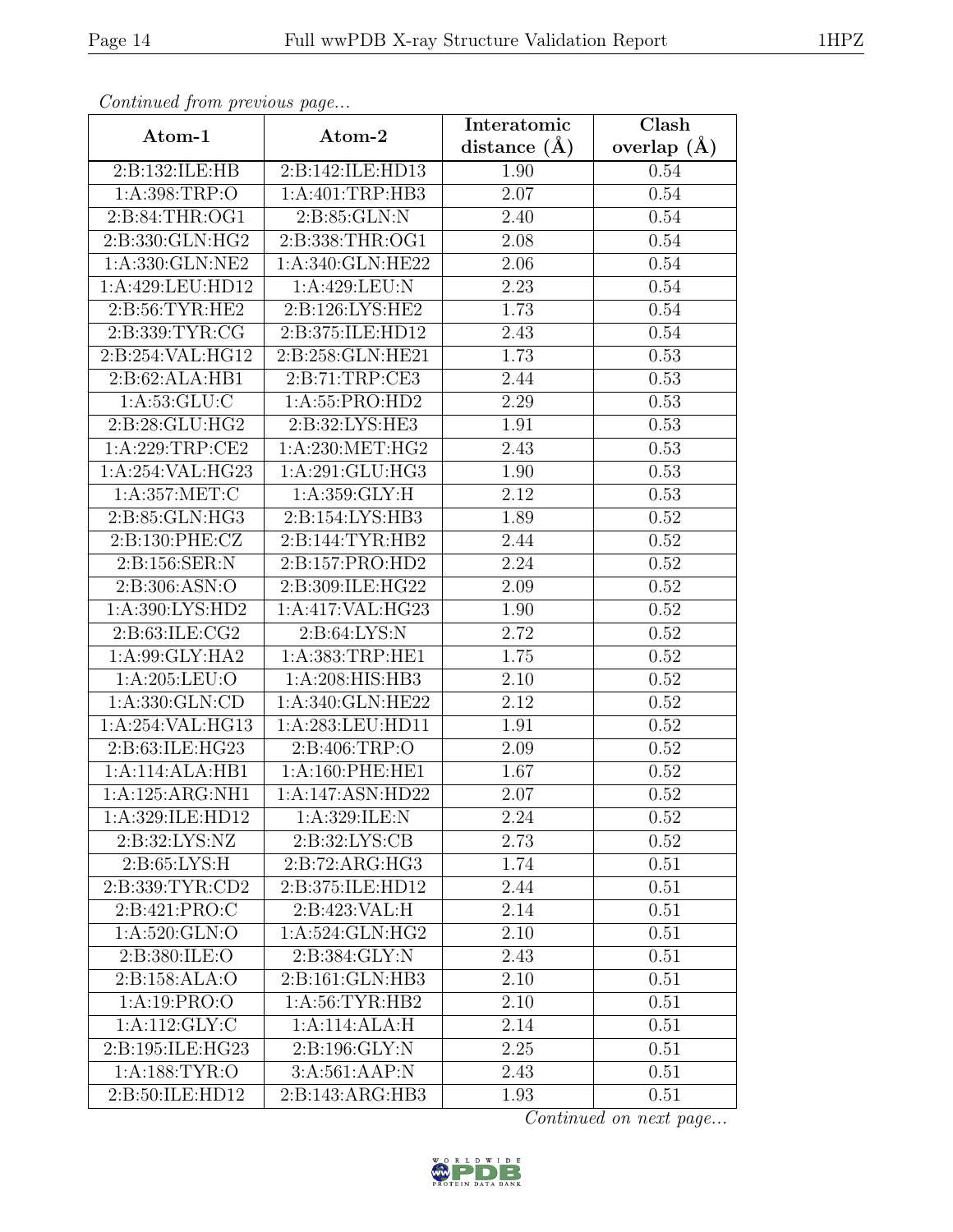*Continued from previous page...*

| Atom-1 | Atom-2 | Interatomic distance (Å) | Clash overlap (Å) |
|---|---|---|---|
| 2:B:132:ILE:HB | 2:B:142:ILE:HD13 | 1.90 | 0.54 |
| 1:A:398:TRP:O | 1:A:401:TRP:HB3 | 2.07 | 0.54 |
| 2:B:84:THR:OG1 | 2:B:85:GLN:N | 2.40 | 0.54 |
| 2:B:330:GLN:HG2 | 2:B:338:THR:OG1 | 2.08 | 0.54 |
| 1:A:330:GLN:NE2 | 1:A:340:GLN:HE22 | 2.06 | 0.54 |
| 1:A:429:LEU:HD12 | 1:A:429:LEU:N | 2.23 | 0.54 |
| 2:B:56:TYR:HE2 | 2:B:126:LYS:HE2 | 1.73 | 0.54 |
| 2:B:339:TYR:CG | 2:B:375:ILE:HD12 | 2.43 | 0.54 |
| 2:B:254:VAL:HG12 | 2:B:258:GLN:HE21 | 1.73 | 0.53 |
| 2:B:62:ALA:HB1 | 2:B:71:TRP:CE3 | 2.44 | 0.53 |
| 1:A:53:GLU:C | 1:A:55:PRO:HD2 | 2.29 | 0.53 |
| 2:B:28:GLU:HG2 | 2:B:32:LYS:HE3 | 1.91 | 0.53 |
| 1:A:229:TRP:CE2 | 1:A:230:MET:HG2 | 2.43 | 0.53 |
| 1:A:254:VAL:HG23 | 1:A:291:GLU:HG3 | 1.90 | 0.53 |
| 1:A:357:MET:C | 1:A:359:GLY:H | 2.12 | 0.53 |
| 2:B:85:GLN:HG3 | 2:B:154:LYS:HB3 | 1.89 | 0.52 |
| 2:B:130:PHE:CZ | 2:B:144:TYR:HB2 | 2.44 | 0.52 |
| 2:B:156:SER:N | 2:B:157:PRO:HD2 | 2.24 | 0.52 |
| 2:B:306:ASN:O | 2:B:309:ILE:HG22 | 2.09 | 0.52 |
| 1:A:390:LYS:HD2 | 1:A:417:VAL:HG23 | 1.90 | 0.52 |
| 2:B:63:ILE:CG2 | 2:B:64:LYS:N | 2.72 | 0.52 |
| 1:A:99:GLY:HA2 | 1:A:383:TRP:HE1 | 1.75 | 0.52 |
| 1:A:205:LEU:O | 1:A:208:HIS:HB3 | 2.10 | 0.52 |
| 1:A:330:GLN:CD | 1:A:340:GLN:HE22 | 2.12 | 0.52 |
| 1:A:254:VAL:HG13 | 1:A:283:LEU:HD11 | 1.91 | 0.52 |
| 2:B:63:ILE:HG23 | 2:B:406:TRP:O | 2.09 | 0.52 |
| 1:A:114:ALA:HB1 | 1:A:160:PHE:HE1 | 1.67 | 0.52 |
| 1:A:125:ARG:NH1 | 1:A:147:ASN:HD22 | 2.07 | 0.52 |
| 1:A:329:ILE:HD12 | 1:A:329:ILE:N | 2.24 | 0.52 |
| 2:B:32:LYS:NZ | 2:B:32:LYS:CB | 2.73 | 0.52 |
| 2:B:65:LYS:H | 2:B:72:ARG:HG3 | 1.74 | 0.51 |
| 2:B:339:TYR:CD2 | 2:B:375:ILE:HD12 | 2.44 | 0.51 |
| 2:B:421:PRO:C | 2:B:423:VAL:H | 2.14 | 0.51 |
| 1:A:520:GLN:O | 1:A:524:GLN:HG2 | 2.10 | 0.51 |
| 2:B:380:ILE:O | 2:B:384:GLY:N | 2.43 | 0.51 |
| 2:B:158:ALA:O | 2:B:161:GLN:HB3 | 2.10 | 0.51 |
| 1:A:19:PRO:O | 1:A:56:TYR:HB2 | 2.10 | 0.51 |
| 1:A:112:GLY:C | 1:A:114:ALA:H | 2.14 | 0.51 |
| 2:B:195:ILE:HG23 | 2:B:196:GLY:N | 2.25 | 0.51 |
| 1:A:188:TYR:O | 3:A:561:AAP:N | 2.43 | 0.51 |
| 2:B:50:ILE:HD12 | 2:B:143:ARG:HB3 | 1.93 | 0.51 |

*Continued on next page...*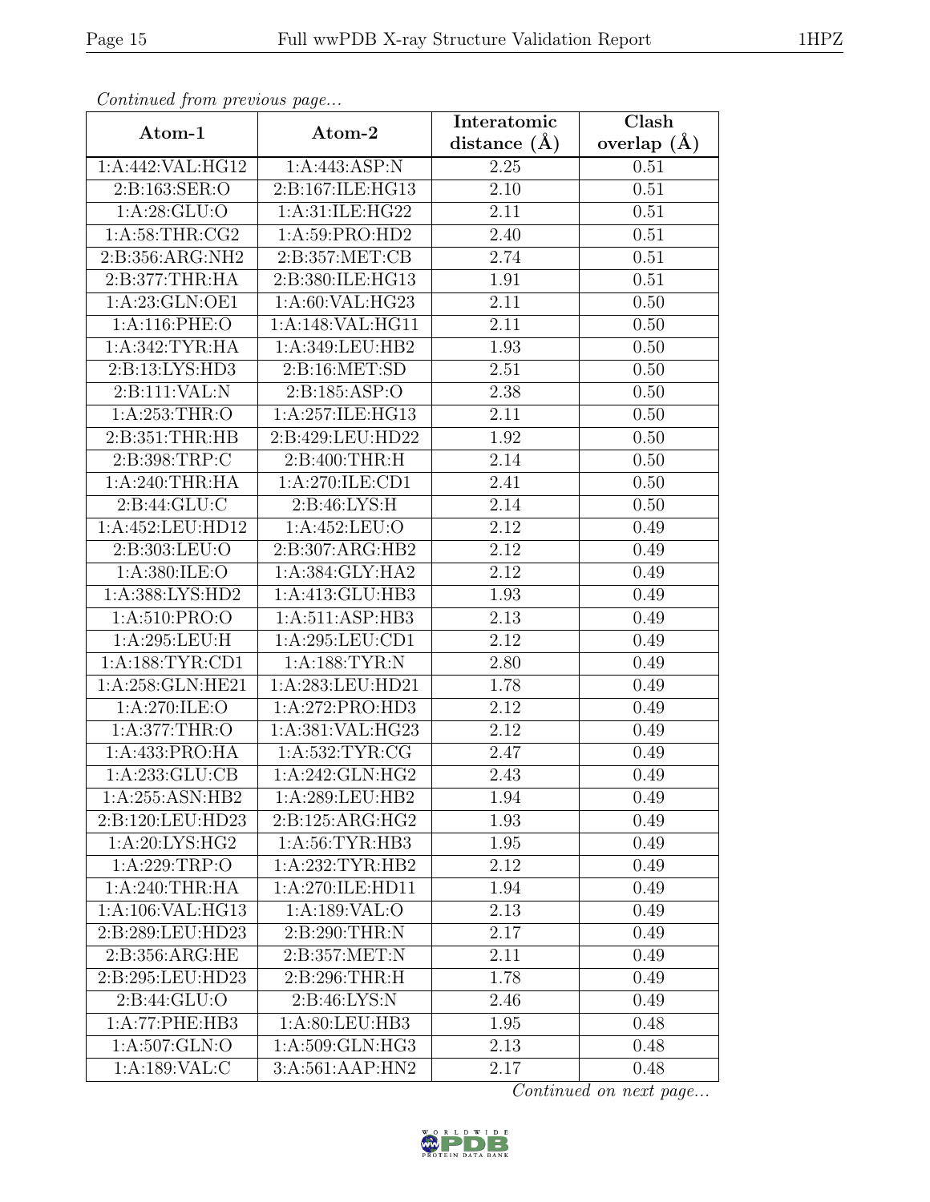*Continued from previous page...*

| Atom-1 | Atom-2 | Interatomic distance (Å) | Clash overlap (Å) |
|---|---|---|---|
| 1:A:442:VAL:HG12 | 1:A:443:ASP:N | 2.25 | 0.51 |
| 2:B:163:SER:O | 2:B:167:ILE:HG13 | 2.10 | 0.51 |
| 1:A:28:GLU:O | 1:A:31:ILE:HG22 | 2.11 | 0.51 |
| 1:A:58:THR:CG2 | 1:A:59:PRO:HD2 | 2.40 | 0.51 |
| 2:B:356:ARG:NH2 | 2:B:357:MET:CB | 2.74 | 0.51 |
| 2:B:377:THR:HA | 2:B:380:ILE:HG13 | 1.91 | 0.51 |
| 1:A:23:GLN:OE1 | 1:A:60:VAL:HG23 | 2.11 | 0.50 |
| 1:A:116:PHE:O | 1:A:148:VAL:HG11 | 2.11 | 0.50 |
| 1:A:342:TYR:HA | 1:A:349:LEU:HB2 | 1.93 | 0.50 |
| 2:B:13:LYS:HD3 | 2:B:16:MET:SD | 2.51 | 0.50 |
| 2:B:111:VAL:N | 2:B:185:ASP:O | 2.38 | 0.50 |
| 1:A:253:THR:O | 1:A:257:ILE:HG13 | 2.11 | 0.50 |
| 2:B:351:THR:HB | 2:B:429:LEU:HD22 | 1.92 | 0.50 |
| 2:B:398:TRP:C | 2:B:400:THR:H | 2.14 | 0.50 |
| 1:A:240:THR:HA | 1:A:270:ILE:CD1 | 2.41 | 0.50 |
| 2:B:44:GLU:C | 2:B:46:LYS:H | 2.14 | 0.50 |
| 1:A:452:LEU:HD12 | 1:A:452:LEU:O | 2.12 | 0.49 |
| 2:B:303:LEU:O | 2:B:307:ARG:HB2 | 2.12 | 0.49 |
| 1:A:380:ILE:O | 1:A:384:GLY:HA2 | 2.12 | 0.49 |
| 1:A:388:LYS:HD2 | 1:A:413:GLU:HB3 | 1.93 | 0.49 |
| 1:A:510:PRO:O | 1:A:511:ASP:HB3 | 2.13 | 0.49 |
| 1:A:295:LEU:H | 1:A:295:LEU:CD1 | 2.12 | 0.49 |
| 1:A:188:TYR:CD1 | 1:A:188:TYR:N | 2.80 | 0.49 |
| 1:A:258:GLN:HE21 | 1:A:283:LEU:HD21 | 1.78 | 0.49 |
| 1:A:270:ILE:O | 1:A:272:PRO:HD3 | 2.12 | 0.49 |
| 1:A:377:THR:O | 1:A:381:VAL:HG23 | 2.12 | 0.49 |
| 1:A:433:PRO:HA | 1:A:532:TYR:CG | 2.47 | 0.49 |
| 1:A:233:GLU:CB | 1:A:242:GLN:HG2 | 2.43 | 0.49 |
| 1:A:255:ASN:HB2 | 1:A:289:LEU:HB2 | 1.94 | 0.49 |
| 2:B:120:LEU:HD23 | 2:B:125:ARG:HG2 | 1.93 | 0.49 |
| 1:A:20:LYS:HG2 | 1:A:56:TYR:HB3 | 1.95 | 0.49 |
| 1:A:229:TRP:O | 1:A:232:TYR:HB2 | 2.12 | 0.49 |
| 1:A:240:THR:HA | 1:A:270:ILE:HD11 | 1.94 | 0.49 |
| 1:A:106:VAL:HG13 | 1:A:189:VAL:O | 2.13 | 0.49 |
| 2:B:289:LEU:HD23 | 2:B:290:THR:N | 2.17 | 0.49 |
| 2:B:356:ARG:HE | 2:B:357:MET:N | 2.11 | 0.49 |
| 2:B:295:LEU:HD23 | 2:B:296:THR:H | 1.78 | 0.49 |
| 2:B:44:GLU:O | 2:B:46:LYS:N | 2.46 | 0.49 |
| 1:A:77:PHE:HB3 | 1:A:80:LEU:HB3 | 1.95 | 0.48 |
| 1:A:507:GLN:O | 1:A:509:GLN:HG3 | 2.13 | 0.48 |
| 1:A:189:VAL:C | 3:A:561:AAP:HN2 | 2.17 | 0.48 |

*Continued on next page...*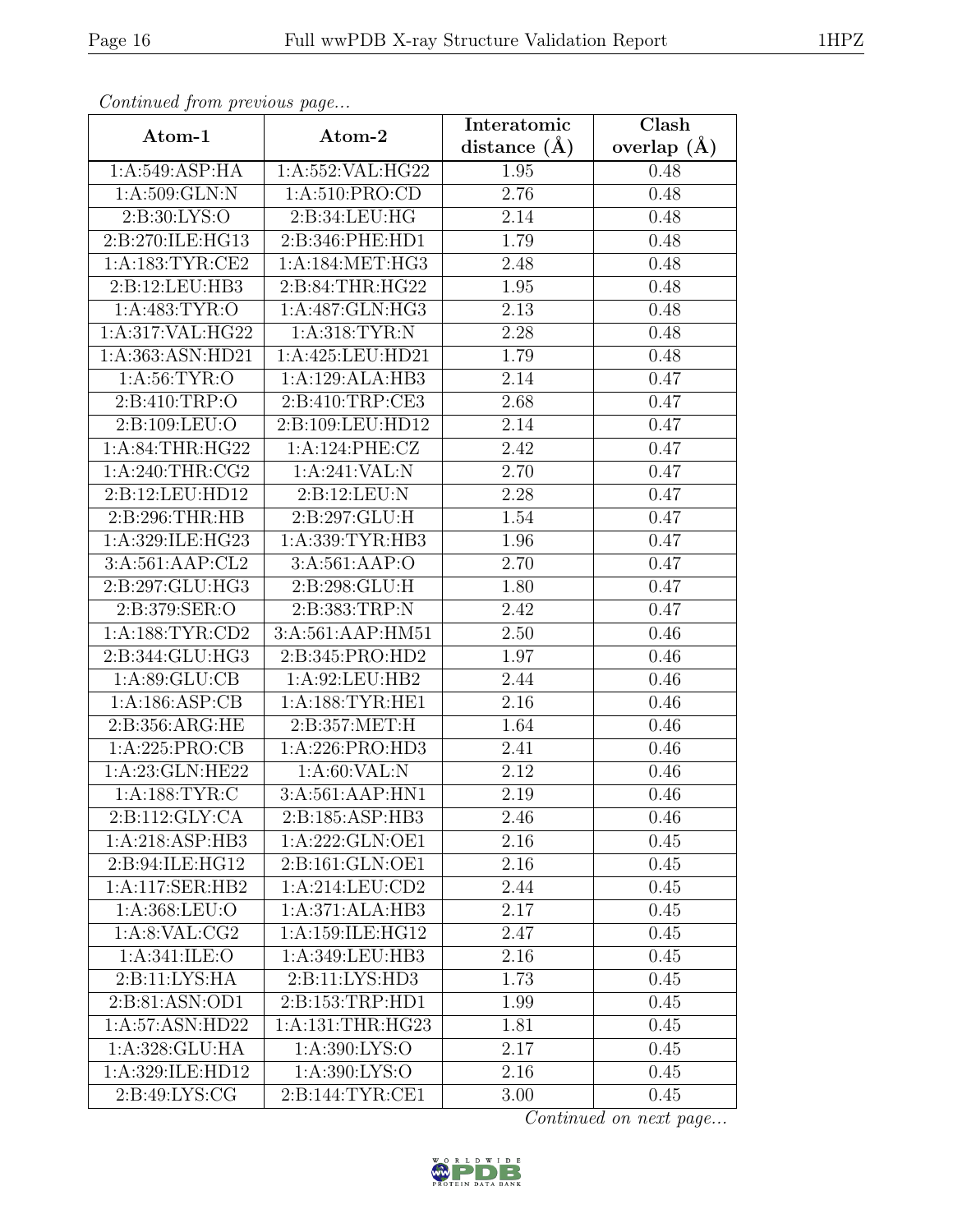*Continued from previous page...*

| Atom-1 | Atom-2 | Interatomic distance (Å) | Clash overlap (Å) |
|---|---|---|---|
| 1:A:549:ASP:HA | 1:A:552:VAL:HG22 | 1.95 | 0.48 |
| 1:A:509:GLN:N | 1:A:510:PRO:CD | 2.76 | 0.48 |
| 2:B:30:LYS:O | 2:B:34:LEU:HG | 2.14 | 0.48 |
| 2:B:270:ILE:HG13 | 2:B:346:PHE:HD1 | 1.79 | 0.48 |
| 1:A:183:TYR:CE2 | 1:A:184:MET:HG3 | 2.48 | 0.48 |
| 2:B:12:LEU:HB3 | 2:B:84:THR:HG22 | 1.95 | 0.48 |
| 1:A:483:TYR:O | 1:A:487:GLN:HG3 | 2.13 | 0.48 |
| 1:A:317:VAL:HG22 | 1:A:318:TYR:N | 2.28 | 0.48 |
| 1:A:363:ASN:HD21 | 1:A:425:LEU:HD21 | 1.79 | 0.48 |
| 1:A:56:TYR:O | 1:A:129:ALA:HB3 | 2.14 | 0.47 |
| 2:B:410:TRP:O | 2:B:410:TRP:CE3 | 2.68 | 0.47 |
| 2:B:109:LEU:O | 2:B:109:LEU:HD12 | 2.14 | 0.47 |
| 1:A:84:THR:HG22 | 1:A:124:PHE:CZ | 2.42 | 0.47 |
| 1:A:240:THR:CG2 | 1:A:241:VAL:N | 2.70 | 0.47 |
| 2:B:12:LEU:HD12 | 2:B:12:LEU:N | 2.28 | 0.47 |
| 2:B:296:THR:HB | 2:B:297:GLU:H | 1.54 | 0.47 |
| 1:A:329:ILE:HG23 | 1:A:339:TYR:HB3 | 1.96 | 0.47 |
| 3:A:561:AAP:CL2 | 3:A:561:AAP:O | 2.70 | 0.47 |
| 2:B:297:GLU:HG3 | 2:B:298:GLU:H | 1.80 | 0.47 |
| 2:B:379:SER:O | 2:B:383:TRP:N | 2.42 | 0.47 |
| 1:A:188:TYR:CD2 | 3:A:561:AAP:HM51 | 2.50 | 0.46 |
| 2:B:344:GLU:HG3 | 2:B:345:PRO:HD2 | 1.97 | 0.46 |
| 1:A:89:GLU:CB | 1:A:92:LEU:HB2 | 2.44 | 0.46 |
| 1:A:186:ASP:CB | 1:A:188:TYR:HE1 | 2.16 | 0.46 |
| 2:B:356:ARG:HE | 2:B:357:MET:H | 1.64 | 0.46 |
| 1:A:225:PRO:CB | 1:A:226:PRO:HD3 | 2.41 | 0.46 |
| 1:A:23:GLN:HE22 | 1:A:60:VAL:N | 2.12 | 0.46 |
| 1:A:188:TYR:C | 3:A:561:AAP:HN1 | 2.19 | 0.46 |
| 2:B:112:GLY:CA | 2:B:185:ASP:HB3 | 2.46 | 0.46 |
| 1:A:218:ASP:HB3 | 1:A:222:GLN:OE1 | 2.16 | 0.45 |
| 2:B:94:ILE:HG12 | 2:B:161:GLN:OE1 | 2.16 | 0.45 |
| 1:A:117:SER:HB2 | 1:A:214:LEU:CD2 | 2.44 | 0.45 |
| 1:A:368:LEU:O | 1:A:371:ALA:HB3 | 2.17 | 0.45 |
| 1:A:8:VAL:CG2 | 1:A:159:ILE:HG12 | 2.47 | 0.45 |
| 1:A:341:ILE:O | 1:A:349:LEU:HB3 | 2.16 | 0.45 |
| 2:B:11:LYS:HA | 2:B:11:LYS:HD3 | 1.73 | 0.45 |
| 2:B:81:ASN:OD1 | 2:B:153:TRP:HD1 | 1.99 | 0.45 |
| 1:A:57:ASN:HD22 | 1:A:131:THR:HG23 | 1.81 | 0.45 |
| 1:A:328:GLU:HA | 1:A:390:LYS:O | 2.17 | 0.45 |
| 1:A:329:ILE:HD12 | 1:A:390:LYS:O | 2.16 | 0.45 |
| 2:B:49:LYS:CG | 2:B:144:TYR:CE1 | 3.00 | 0.45 |

*Continued on next page...*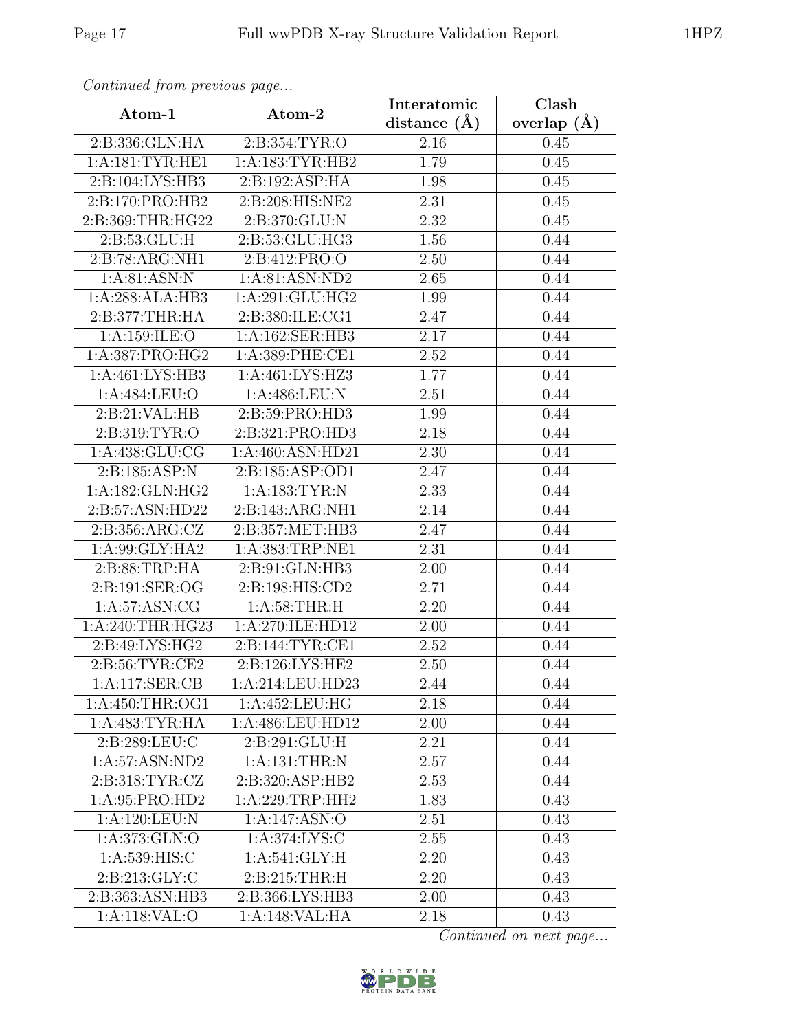*Continued from previous page...*

| Atom-1 | Atom-2 | Interatomic distance (Å) | Clash overlap (Å) |
|---|---|---|---|
| 2:B:336:GLN:HA | 2:B:354:TYR:O | 2.16 | 0.45 |
| 1:A:181:TYR:HE1 | 1:A:183:TYR:HB2 | 1.79 | 0.45 |
| 2:B:104:LYS:HB3 | 2:B:192:ASP:HA | 1.98 | 0.45 |
| 2:B:170:PRO:HB2 | 2:B:208:HIS:NE2 | 2.31 | 0.45 |
| 2:B:369:THR:HG22 | 2:B:370:GLU:N | 2.32 | 0.45 |
| 2:B:53:GLU:H | 2:B:53:GLU:HG3 | 1.56 | 0.44 |
| 2:B:78:ARG:NH1 | 2:B:412:PRO:O | 2.50 | 0.44 |
| 1:A:81:ASN:N | 1:A:81:ASN:ND2 | 2.65 | 0.44 |
| 1:A:288:ALA:HB3 | 1:A:291:GLU:HG2 | 1.99 | 0.44 |
| 2:B:377:THR:HA | 2:B:380:ILE:CG1 | 2.47 | 0.44 |
| 1:A:159:ILE:O | 1:A:162:SER:HB3 | 2.17 | 0.44 |
| 1:A:387:PRO:HG2 | 1:A:389:PHE:CE1 | 2.52 | 0.44 |
| 1:A:461:LYS:HB3 | 1:A:461:LYS:HZ3 | 1.77 | 0.44 |
| 1:A:484:LEU:O | 1:A:486:LEU:N | 2.51 | 0.44 |
| 2:B:21:VAL:HB | 2:B:59:PRO:HD3 | 1.99 | 0.44 |
| 2:B:319:TYR:O | 2:B:321:PRO:HD3 | 2.18 | 0.44 |
| 1:A:438:GLU:CG | 1:A:460:ASN:HD21 | 2.30 | 0.44 |
| 2:B:185:ASP:N | 2:B:185:ASP:OD1 | 2.47 | 0.44 |
| 1:A:182:GLN:HG2 | 1:A:183:TYR:N | 2.33 | 0.44 |
| 2:B:57:ASN:HD22 | 2:B:143:ARG:NH1 | 2.14 | 0.44 |
| 2:B:356:ARG:CZ | 2:B:357:MET:HB3 | 2.47 | 0.44 |
| 1:A:99:GLY:HA2 | 1:A:383:TRP:NE1 | 2.31 | 0.44 |
| 2:B:88:TRP:HA | 2:B:91:GLN:HB3 | 2.00 | 0.44 |
| 2:B:191:SER:OG | 2:B:198:HIS:CD2 | 2.71 | 0.44 |
| 1:A:57:ASN:CG | 1:A:58:THR:H | 2.20 | 0.44 |
| 1:A:240:THR:HG23 | 1:A:270:ILE:HD12 | 2.00 | 0.44 |
| 2:B:49:LYS:HG2 | 2:B:144:TYR:CE1 | 2.52 | 0.44 |
| 2:B:56:TYR:CE2 | 2:B:126:LYS:HE2 | 2.50 | 0.44 |
| 1:A:117:SER:CB | 1:A:214:LEU:HD23 | 2.44 | 0.44 |
| 1:A:450:THR:OG1 | 1:A:452:LEU:HG | 2.18 | 0.44 |
| 1:A:483:TYR:HA | 1:A:486:LEU:HD12 | 2.00 | 0.44 |
| 2:B:289:LEU:C | 2:B:291:GLU:H | 2.21 | 0.44 |
| 1:A:57:ASN:ND2 | 1:A:131:THR:N | 2.57 | 0.44 |
| 2:B:318:TYR:CZ | 2:B:320:ASP:HB2 | 2.53 | 0.44 |
| 1:A:95:PRO:HD2 | 1:A:229:TRP:HH2 | 1.83 | 0.43 |
| 1:A:120:LEU:N | 1:A:147:ASN:O | 2.51 | 0.43 |
| 1:A:373:GLN:O | 1:A:374:LYS:C | 2.55 | 0.43 |
| 1:A:539:HIS:C | 1:A:541:GLY:H | 2.20 | 0.43 |
| 2:B:213:GLY:C | 2:B:215:THR:H | 2.20 | 0.43 |
| 2:B:363:ASN:HB3 | 2:B:366:LYS:HB3 | 2.00 | 0.43 |
| 1:A:118:VAL:O | 1:A:148:VAL:HA | 2.18 | 0.43 |

*Continued on next page...*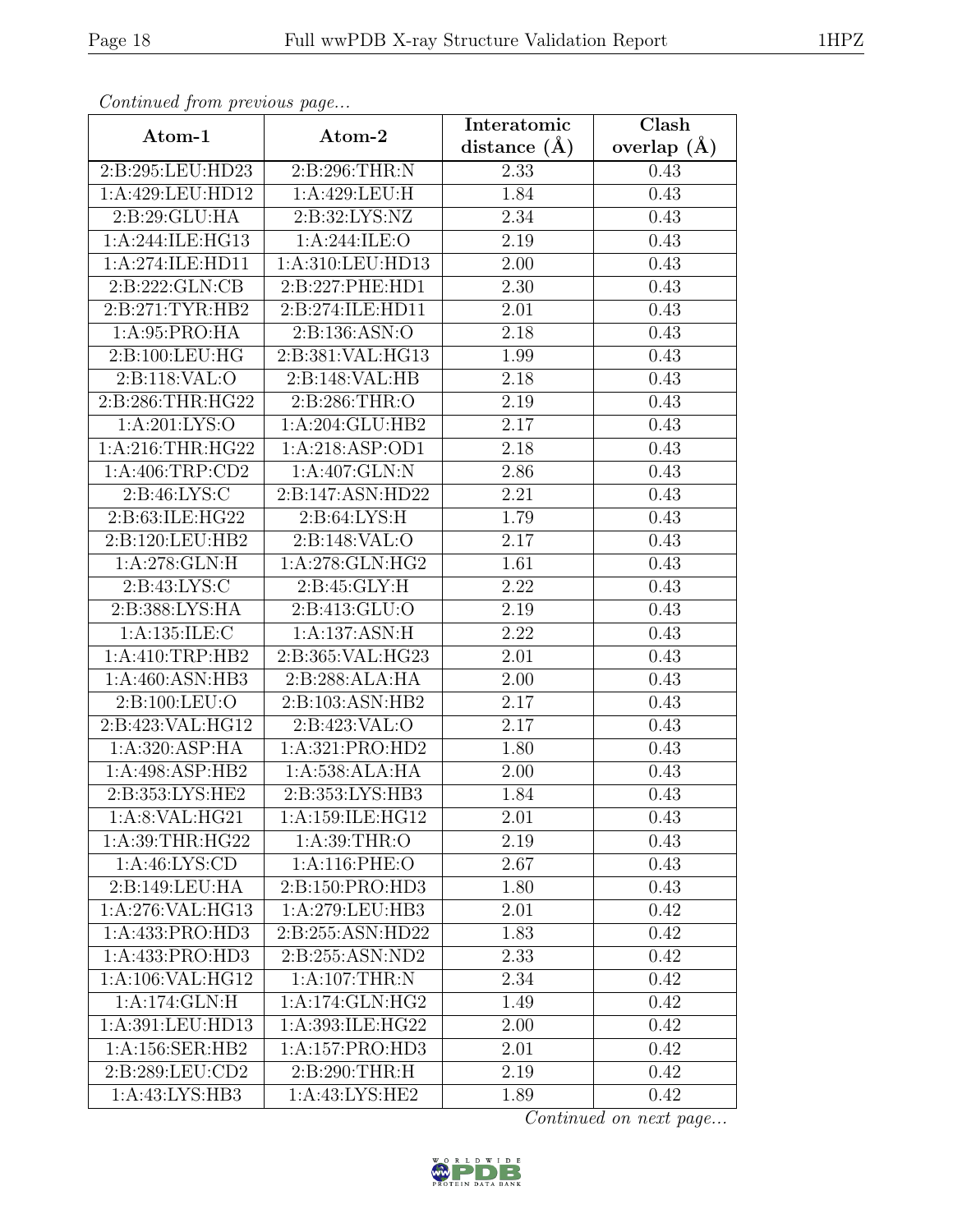*Continued from previous page...*

| Atom-1 | Atom-2 | Interatomic distance (Å) | Clash overlap (Å) |
|---|---|---|---|
| 2:B:295:LEU:HD23 | 2:B:296:THR:N | 2.33 | 0.43 |
| 1:A:429:LEU:HD12 | 1:A:429:LEU:H | 1.84 | 0.43 |
| 2:B:29:GLU:HA | 2:B:32:LYS:NZ | 2.34 | 0.43 |
| 1:A:244:ILE:HG13 | 1:A:244:ILE:O | 2.19 | 0.43 |
| 1:A:274:ILE:HD11 | 1:A:310:LEU:HD13 | 2.00 | 0.43 |
| 2:B:222:GLN:CB | 2:B:227:PHE:HD1 | 2.30 | 0.43 |
| 2:B:271:TYR:HB2 | 2:B:274:ILE:HD11 | 2.01 | 0.43 |
| 1:A:95:PRO:HA | 2:B:136:ASN:O | 2.18 | 0.43 |
| 2:B:100:LEU:HG | 2:B:381:VAL:HG13 | 1.99 | 0.43 |
| 2:B:118:VAL:O | 2:B:148:VAL:HB | 2.18 | 0.43 |
| 2:B:286:THR:HG22 | 2:B:286:THR:O | 2.19 | 0.43 |
| 1:A:201:LYS:O | 1:A:204:GLU:HB2 | 2.17 | 0.43 |
| 1:A:216:THR:HG22 | 1:A:218:ASP:OD1 | 2.18 | 0.43 |
| 1:A:406:TRP:CD2 | 1:A:407:GLN:N | 2.86 | 0.43 |
| 2:B:46:LYS:C | 2:B:147:ASN:HD22 | 2.21 | 0.43 |
| 2:B:63:ILE:HG22 | 2:B:64:LYS:H | 1.79 | 0.43 |
| 2:B:120:LEU:HB2 | 2:B:148:VAL:O | 2.17 | 0.43 |
| 1:A:278:GLN:H | 1:A:278:GLN:HG2 | 1.61 | 0.43 |
| 2:B:43:LYS:C | 2:B:45:GLY:H | 2.22 | 0.43 |
| 2:B:388:LYS:HA | 2:B:413:GLU:O | 2.19 | 0.43 |
| 1:A:135:ILE:C | 1:A:137:ASN:H | 2.22 | 0.43 |
| 1:A:410:TRP:HB2 | 2:B:365:VAL:HG23 | 2.01 | 0.43 |
| 1:A:460:ASN:HB3 | 2:B:288:ALA:HA | 2.00 | 0.43 |
| 2:B:100:LEU:O | 2:B:103:ASN:HB2 | 2.17 | 0.43 |
| 2:B:423:VAL:HG12 | 2:B:423:VAL:O | 2.17 | 0.43 |
| 1:A:320:ASP:HA | 1:A:321:PRO:HD2 | 1.80 | 0.43 |
| 1:A:498:ASP:HB2 | 1:A:538:ALA:HA | 2.00 | 0.43 |
| 2:B:353:LYS:HE2 | 2:B:353:LYS:HB3 | 1.84 | 0.43 |
| 1:A:8:VAL:HG21 | 1:A:159:ILE:HG12 | 2.01 | 0.43 |
| 1:A:39:THR:HG22 | 1:A:39:THR:O | 2.19 | 0.43 |
| 1:A:46:LYS:CD | 1:A:116:PHE:O | 2.67 | 0.43 |
| 2:B:149:LEU:HA | 2:B:150:PRO:HD3 | 1.80 | 0.43 |
| 1:A:276:VAL:HG13 | 1:A:279:LEU:HB3 | 2.01 | 0.42 |
| 1:A:433:PRO:HD3 | 2:B:255:ASN:HD22 | 1.83 | 0.42 |
| 1:A:433:PRO:HD3 | 2:B:255:ASN:ND2 | 2.33 | 0.42 |
| 1:A:106:VAL:HG12 | 1:A:107:THR:N | 2.34 | 0.42 |
| 1:A:174:GLN:H | 1:A:174:GLN:HG2 | 1.49 | 0.42 |
| 1:A:391:LEU:HD13 | 1:A:393:ILE:HG22 | 2.00 | 0.42 |
| 1:A:156:SER:HB2 | 1:A:157:PRO:HD3 | 2.01 | 0.42 |
| 2:B:289:LEU:CD2 | 2:B:290:THR:H | 2.19 | 0.42 |
| 1:A:43:LYS:HB3 | 1:A:43:LYS:HE2 | 1.89 | 0.42 |

*Continued on next page...*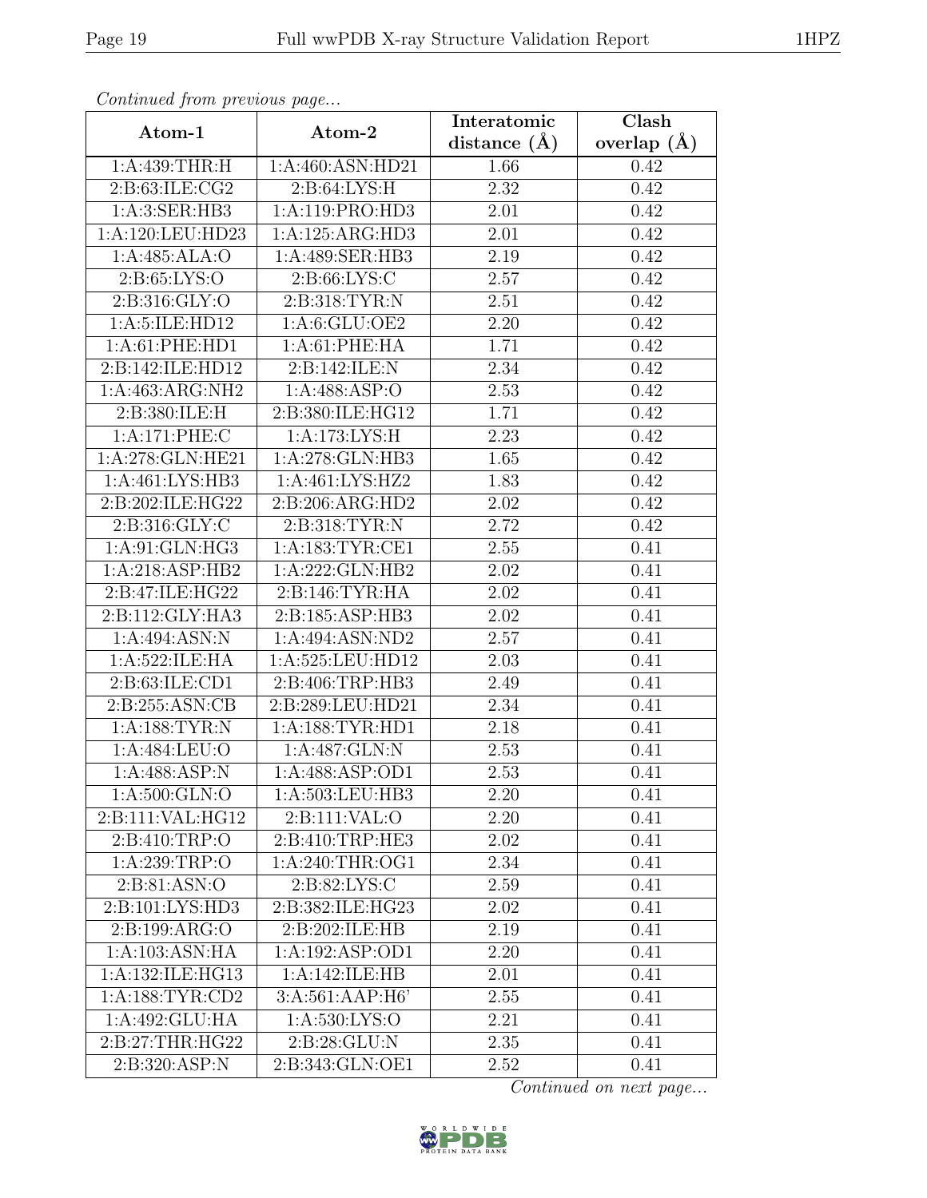*Continued from previous page...*

| Atom-1 | Atom-2 | Interatomic distance (Å) | Clash overlap (Å) |
|---|---|---|---|
| 1:A:439:THR:H | 1:A:460:ASN:HD21 | 1.66 | 0.42 |
| 2:B:63:ILE:CG2 | 2:B:64:LYS:H | 2.32 | 0.42 |
| 1:A:3:SER:HB3 | 1:A:119:PRO:HD3 | 2.01 | 0.42 |
| 1:A:120:LEU:HD23 | 1:A:125:ARG:HD3 | 2.01 | 0.42 |
| 1:A:485:ALA:O | 1:A:489:SER:HB3 | 2.19 | 0.42 |
| 2:B:65:LYS:O | 2:B:66:LYS:C | 2.57 | 0.42 |
| 2:B:316:GLY:O | 2:B:318:TYR:N | 2.51 | 0.42 |
| 1:A:5:ILE:HD12 | 1:A:6:GLU:OE2 | 2.20 | 0.42 |
| 1:A:61:PHE:HD1 | 1:A:61:PHE:HA | 1.71 | 0.42 |
| 2:B:142:ILE:HD12 | 2:B:142:ILE:N | 2.34 | 0.42 |
| 1:A:463:ARG:NH2 | 1:A:488:ASP:O | 2.53 | 0.42 |
| 2:B:380:ILE:H | 2:B:380:ILE:HG12 | 1.71 | 0.42 |
| 1:A:171:PHE:C | 1:A:173:LYS:H | 2.23 | 0.42 |
| 1:A:278:GLN:HE21 | 1:A:278:GLN:HB3 | 1.65 | 0.42 |
| 1:A:461:LYS:HB3 | 1:A:461:LYS:HZ2 | 1.83 | 0.42 |
| 2:B:202:ILE:HG22 | 2:B:206:ARG:HD2 | 2.02 | 0.42 |
| 2:B:316:GLY:C | 2:B:318:TYR:N | 2.72 | 0.42 |
| 1:A:91:GLN:HG3 | 1:A:183:TYR:CE1 | 2.55 | 0.41 |
| 1:A:218:ASP:HB2 | 1:A:222:GLN:HB2 | 2.02 | 0.41 |
| 2:B:47:ILE:HG22 | 2:B:146:TYR:HA | 2.02 | 0.41 |
| 2:B:112:GLY:HA3 | 2:B:185:ASP:HB3 | 2.02 | 0.41 |
| 1:A:494:ASN:N | 1:A:494:ASN:ND2 | 2.57 | 0.41 |
| 1:A:522:ILE:HA | 1:A:525:LEU:HD12 | 2.03 | 0.41 |
| 2:B:63:ILE:CD1 | 2:B:406:TRP:HB3 | 2.49 | 0.41 |
| 2:B:255:ASN:CB | 2:B:289:LEU:HD21 | 2.34 | 0.41 |
| 1:A:188:TYR:N | 1:A:188:TYR:HD1 | 2.18 | 0.41 |
| 1:A:484:LEU:O | 1:A:487:GLN:N | 2.53 | 0.41 |
| 1:A:488:ASP:N | 1:A:488:ASP:OD1 | 2.53 | 0.41 |
| 1:A:500:GLN:O | 1:A:503:LEU:HB3 | 2.20 | 0.41 |
| 2:B:111:VAL:HG12 | 2:B:111:VAL:O | 2.20 | 0.41 |
| 2:B:410:TRP:O | 2:B:410:TRP:HE3 | 2.02 | 0.41 |
| 1:A:239:TRP:O | 1:A:240:THR:OG1 | 2.34 | 0.41 |
| 2:B:81:ASN:O | 2:B:82:LYS:C | 2.59 | 0.41 |
| 2:B:101:LYS:HD3 | 2:B:382:ILE:HG23 | 2.02 | 0.41 |
| 2:B:199:ARG:O | 2:B:202:ILE:HB | 2.19 | 0.41 |
| 1:A:103:ASN:HA | 1:A:192:ASP:OD1 | 2.20 | 0.41 |
| 1:A:132:ILE:HG13 | 1:A:142:ILE:HB | 2.01 | 0.41 |
| 1:A:188:TYR:CD2 | 3:A:561:AAP:H6' | 2.55 | 0.41 |
| 1:A:492:GLU:HA | 1:A:530:LYS:O | 2.21 | 0.41 |
| 2:B:27:THR:HG22 | 2:B:28:GLU:N | 2.35 | 0.41 |
| 2:B:320:ASP:N | 2:B:343:GLN:OE1 | 2.52 | 0.41 |

*Continued on next page...*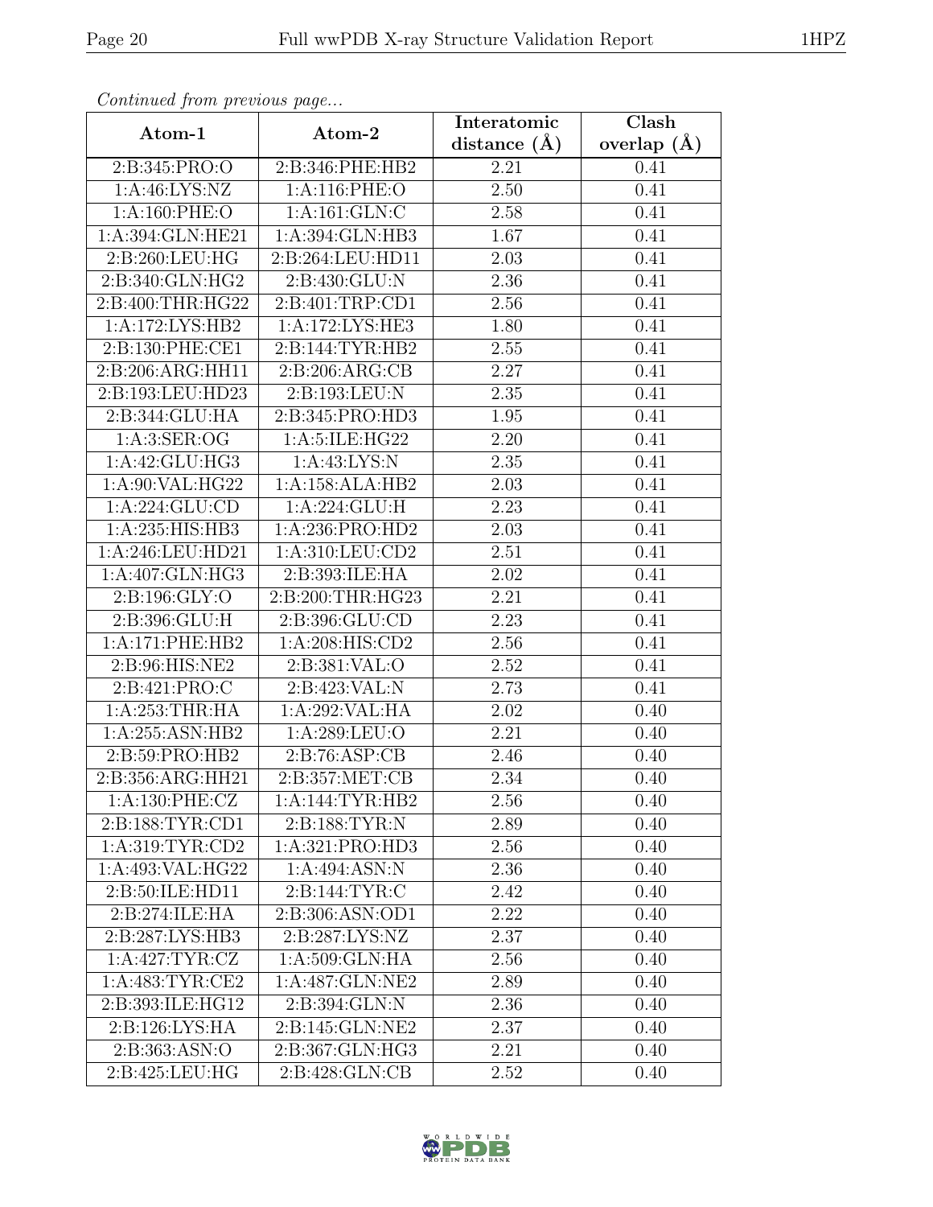*Continued from previous page...*

| Atom-1 | Atom-2 | Interatomic distance (Å) | Clash overlap (Å) |
|---|---|---|---|
| 2:B:345:PRO:O | 2:B:346:PHE:HB2 | 2.21 | 0.41 |
| 1:A:46:LYS:NZ | 1:A:116:PHE:O | 2.50 | 0.41 |
| 1:A:160:PHE:O | 1:A:161:GLN:C | 2.58 | 0.41 |
| 1:A:394:GLN:HE21 | 1:A:394:GLN:HB3 | 1.67 | 0.41 |
| 2:B:260:LEU:HG | 2:B:264:LEU:HD11 | 2.03 | 0.41 |
| 2:B:340:GLN:HG2 | 2:B:430:GLU:N | 2.36 | 0.41 |
| 2:B:400:THR:HG22 | 2:B:401:TRP:CD1 | 2.56 | 0.41 |
| 1:A:172:LYS:HB2 | 1:A:172:LYS:HE3 | 1.80 | 0.41 |
| 2:B:130:PHE:CE1 | 2:B:144:TYR:HB2 | 2.55 | 0.41 |
| 2:B:206:ARG:HH11 | 2:B:206:ARG:CB | 2.27 | 0.41 |
| 2:B:193:LEU:HD23 | 2:B:193:LEU:N | 2.35 | 0.41 |
| 2:B:344:GLU:HA | 2:B:345:PRO:HD3 | 1.95 | 0.41 |
| 1:A:3:SER:OG | 1:A:5:ILE:HG22 | 2.20 | 0.41 |
| 1:A:42:GLU:HG3 | 1:A:43:LYS:N | 2.35 | 0.41 |
| 1:A:90:VAL:HG22 | 1:A:158:ALA:HB2 | 2.03 | 0.41 |
| 1:A:224:GLU:CD | 1:A:224:GLU:H | 2.23 | 0.41 |
| 1:A:235:HIS:HB3 | 1:A:236:PRO:HD2 | 2.03 | 0.41 |
| 1:A:246:LEU:HD21 | 1:A:310:LEU:CD2 | 2.51 | 0.41 |
| 1:A:407:GLN:HG3 | 2:B:393:ILE:HA | 2.02 | 0.41 |
| 2:B:196:GLY:O | 2:B:200:THR:HG23 | 2.21 | 0.41 |
| 2:B:396:GLU:H | 2:B:396:GLU:CD | 2.23 | 0.41 |
| 1:A:171:PHE:HB2 | 1:A:208:HIS:CD2 | 2.56 | 0.41 |
| 2:B:96:HIS:NE2 | 2:B:381:VAL:O | 2.52 | 0.41 |
| 2:B:421:PRO:C | 2:B:423:VAL:N | 2.73 | 0.41 |
| 1:A:253:THR:HA | 1:A:292:VAL:HA | 2.02 | 0.40 |
| 1:A:255:ASN:HB2 | 1:A:289:LEU:O | 2.21 | 0.40 |
| 2:B:59:PRO:HB2 | 2:B:76:ASP:CB | 2.46 | 0.40 |
| 2:B:356:ARG:HH21 | 2:B:357:MET:CB | 2.34 | 0.40 |
| 1:A:130:PHE:CZ | 1:A:144:TYR:HB2 | 2.56 | 0.40 |
| 2:B:188:TYR:CD1 | 2:B:188:TYR:N | 2.89 | 0.40 |
| 1:A:319:TYR:CD2 | 1:A:321:PRO:HD3 | 2.56 | 0.40 |
| 1:A:493:VAL:HG22 | 1:A:494:ASN:N | 2.36 | 0.40 |
| 2:B:50:ILE:HD11 | 2:B:144:TYR:C | 2.42 | 0.40 |
| 2:B:274:ILE:HA | 2:B:306:ASN:OD1 | 2.22 | 0.40 |
| 2:B:287:LYS:HB3 | 2:B:287:LYS:NZ | 2.37 | 0.40 |
| 1:A:427:TYR:CZ | 1:A:509:GLN:HA | 2.56 | 0.40 |
| 1:A:483:TYR:CE2 | 1:A:487:GLN:NE2 | 2.89 | 0.40 |
| 2:B:393:ILE:HG12 | 2:B:394:GLN:N | 2.36 | 0.40 |
| 2:B:126:LYS:HA | 2:B:145:GLN:NE2 | 2.37 | 0.40 |
| 2:B:363:ASN:O | 2:B:367:GLN:HG3 | 2.21 | 0.40 |
| 2:B:425:LEU:HG | 2:B:428:GLN:CB | 2.52 | 0.40 |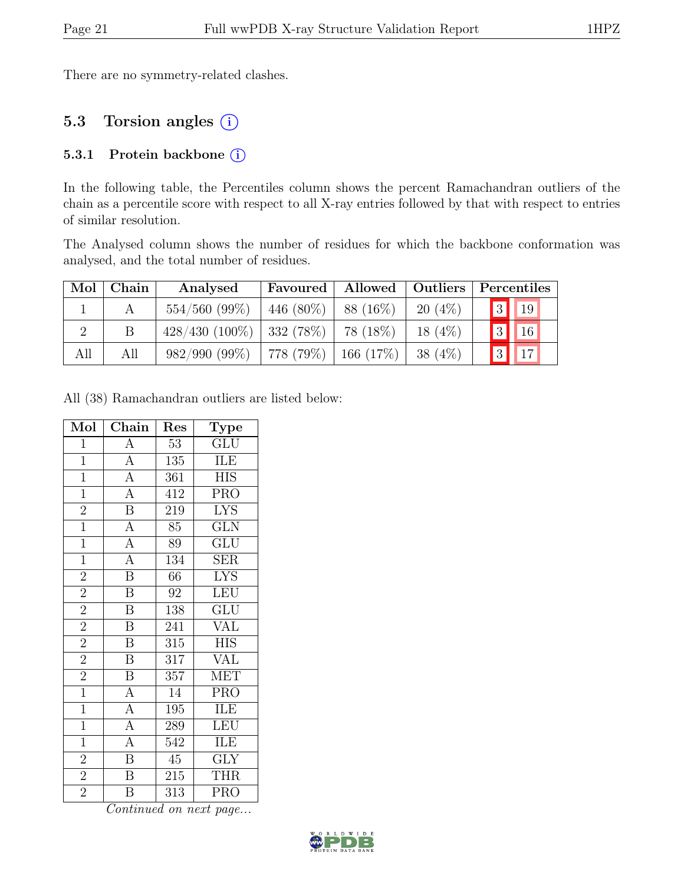There are no symmetry-related clashes.

## 5.3 Torsion angles (i)

### 5.3.1 Protein backbone (i)

In the following table, the Percentiles column shows the percent Ramachandran outliers of the chain as a percentile score with respect to all X-ray entries followed by that with respect to entries of similar resolution.

The Analysed column shows the number of residues for which the backbone conformation was analysed, and the total number of residues.

| Mol | Chain | Analysed | Favoured | Allowed | Outliers | Percentiles | |
|---|---|---|---|---|---|---|---|
| 1 | A | 554/560 (99%) | 446 (80%) | 88 (16%) | 20 (4%) | 3 | 19 |
| 2 | B | 428/430 (100%) | 332 (78%) | 78 (18%) | 18 (4%) | 3 | 16 |
| All | All | 982/990 (99%) | 778 (79%) | 166 (17%) | 38 (4%) | 3 | 17 |

All (38) Ramachandran outliers are listed below:

| Mol | Chain | Res | Type |
|---|---|---|---|
| 1 | A | 53 | GLU |
| 1 | A | 135 | ILE |
| 1 | A | 361 | HIS |
| 1 | A | 412 | PRO |
| 2 | B | 219 | LYS |
| 1 | A | 85 | GLN |
| 1 | A | 89 | GLU |
| 1 | A | 134 | SER |
| 2 | B | 66 | LYS |
| 2 | B | 92 | LEU |
| 2 | B | 138 | GLU |
| 2 | B | 241 | VAL |
| 2 | B | 315 | HIS |
| 2 | B | 317 | VAL |
| 2 | B | 357 | MET |
| 1 | A | 14 | PRO |
| 1 | A | 195 | ILE |
| 1 | A | 289 | LEU |
| 1 | A | 542 | ILE |
| 2 | B | 45 | GLY |
| 2 | B | 215 | THR |
| 2 | B | 313 | PRO |

*Continued on next page...*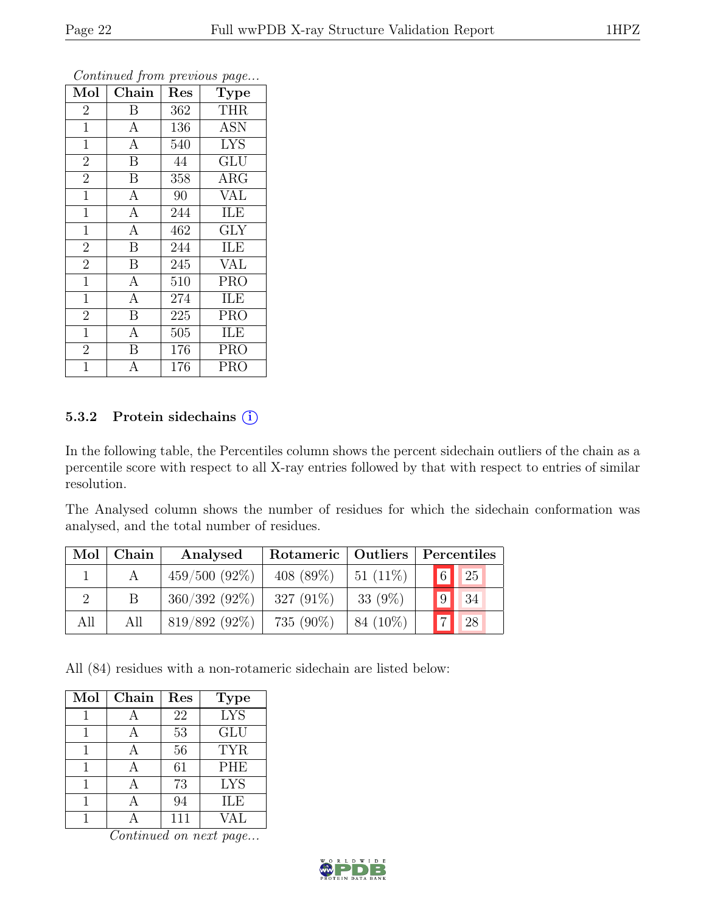*Continued from previous page...*

| Mol | Chain | Res | Type |
|---|---|---|---|
| 2 | B | 362 | THR |
| 1 | A | 136 | ASN |
| 1 | A | 540 | LYS |
| 2 | B | 44 | GLU |
| 2 | B | 358 | ARG |
| 1 | A | 90 | VAL |
| 1 | A | 244 | ILE |
| 1 | A | 462 | GLY |
| 2 | B | 244 | ILE |
| 2 | B | 245 | VAL |
| 1 | A | 510 | PRO |
| 1 | A | 274 | ILE |
| 2 | B | 225 | PRO |
| 1 | A | 505 | ILE |
| 2 | B | 176 | PRO |
| 1 | A | 176 | PRO |

### 5.3.2 Protein sidechains (i)

In the following table, the Percentiles column shows the percent sidechain outliers of the chain as a percentile score with respect to all X-ray entries followed by that with respect to entries of similar resolution.

The Analysed column shows the number of residues for which the sidechain conformation was analysed, and the total number of residues.

| Mol | Chain | Analysed | Rotameric | Outliers | Percentiles | |
|---|---|---|---|---|---|---|
| 1 | A | 459/500 (92%) | 408 (89%) | 51 (11%) | 6 | 25 |
| 2 | B | 360/392 (92%) | 327 (91%) | 33 (9%) | 9 | 34 |
| All | All | 819/892 (92%) | 735 (90%) | 84 (10%) | 7 | 28 |

All (84) residues with a non-rotameric sidechain are listed below:

| Mol | Chain | Res | Type |
|---|---|---|---|
| 1 | A | 22 | LYS |
| 1 | A | 53 | GLU |
| 1 | A | 56 | TYR |
| 1 | A | 61 | PHE |
| 1 | A | 73 | LYS |
| 1 | A | 94 | ILE |
| 1 | A | 111 | VAL |

*Continued on next page...*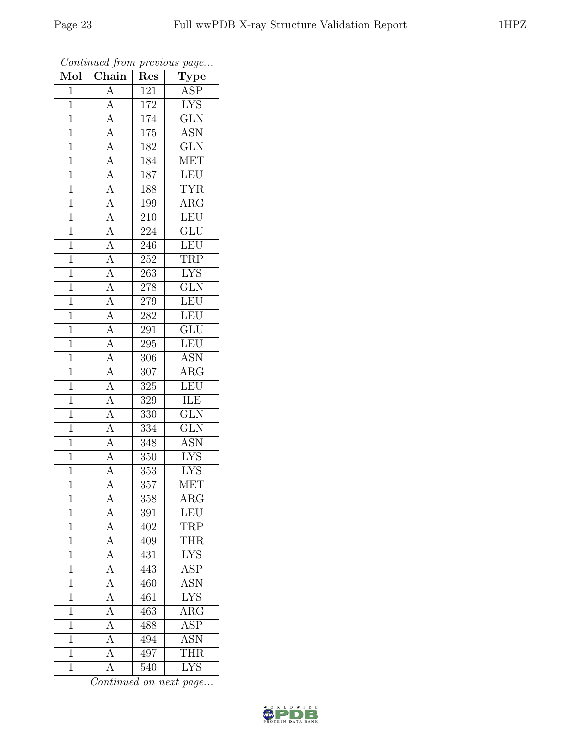*Continued from previous page...*

| Mol | Chain | Res | Type |
|---|---|---|---|
| 1 | A | 121 | ASP |
| 1 | A | 172 | LYS |
| 1 | A | 174 | GLN |
| 1 | A | 175 | ASN |
| 1 | A | 182 | GLN |
| 1 | A | 184 | MET |
| 1 | A | 187 | LEU |
| 1 | A | 188 | TYR |
| 1 | A | 199 | ARG |
| 1 | A | 210 | LEU |
| 1 | A | 224 | GLU |
| 1 | A | 246 | LEU |
| 1 | A | 252 | TRP |
| 1 | A | 263 | LYS |
| 1 | A | 278 | GLN |
| 1 | A | 279 | LEU |
| 1 | A | 282 | LEU |
| 1 | A | 291 | GLU |
| 1 | A | 295 | LEU |
| 1 | A | 306 | ASN |
| 1 | A | 307 | ARG |
| 1 | A | 325 | LEU |
| 1 | A | 329 | ILE |
| 1 | A | 330 | GLN |
| 1 | A | 334 | GLN |
| 1 | A | 348 | ASN |
| 1 | A | 350 | LYS |
| 1 | A | 353 | LYS |
| 1 | A | 357 | MET |
| 1 | A | 358 | ARG |
| 1 | A | 391 | LEU |
| 1 | A | 402 | TRP |
| 1 | A | 409 | THR |
| 1 | A | 431 | LYS |
| 1 | A | 443 | ASP |
| 1 | A | 460 | ASN |
| 1 | A | 461 | LYS |
| 1 | A | 463 | ARG |
| 1 | A | 488 | ASP |
| 1 | A | 494 | ASN |
| 1 | A | 497 | THR |
| 1 | A | 540 | LYS |

*Continued on next page...*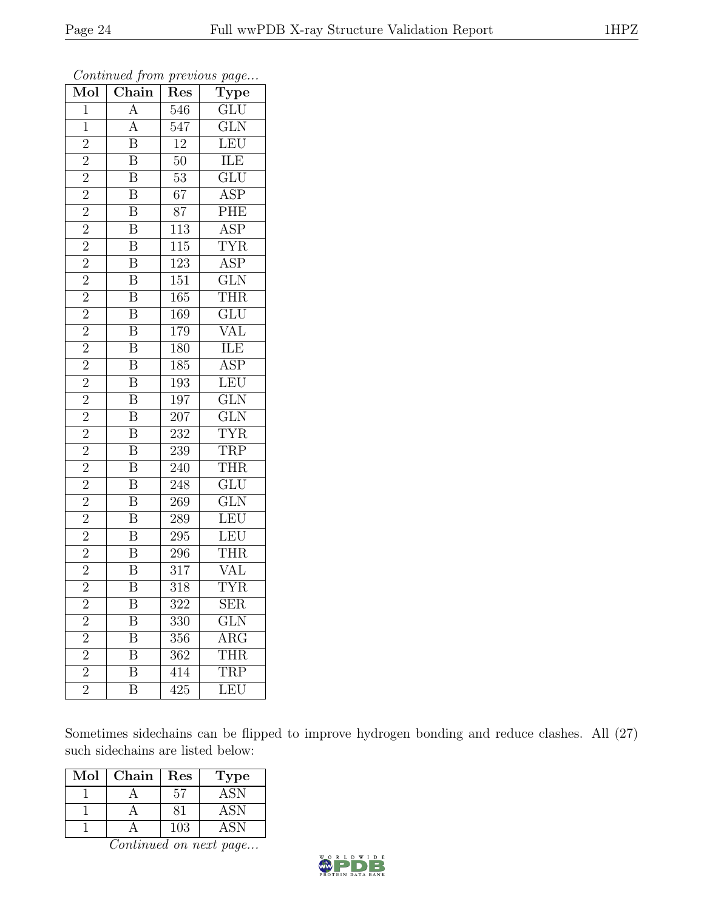*Continued from previous page...*

| Mol | Chain | Res | Type |
|---|---|---|---|
| 1 | A | 546 | GLU |
| 1 | A | 547 | GLN |
| 2 | B | 12 | LEU |
| 2 | B | 50 | ILE |
| 2 | B | 53 | GLU |
| 2 | B | 67 | ASP |
| 2 | B | 87 | PHE |
| 2 | B | 113 | ASP |
| 2 | B | 115 | TYR |
| 2 | B | 123 | ASP |
| 2 | B | 151 | GLN |
| 2 | B | 165 | THR |
| 2 | B | 169 | GLU |
| 2 | B | 179 | VAL |
| 2 | B | 180 | ILE |
| 2 | B | 185 | ASP |
| 2 | B | 193 | LEU |
| 2 | B | 197 | GLN |
| 2 | B | 207 | GLN |
| 2 | B | 232 | TYR |
| 2 | B | 239 | TRP |
| 2 | B | 240 | THR |
| 2 | B | 248 | GLU |
| 2 | B | 269 | GLN |
| 2 | B | 289 | LEU |
| 2 | B | 295 | LEU |
| 2 | B | 296 | THR |
| 2 | B | 317 | VAL |
| 2 | B | 318 | TYR |
| 2 | B | 322 | SER |
| 2 | B | 330 | GLN |
| 2 | B | 356 | ARG |
| 2 | B | 362 | THR |
| 2 | B | 414 | TRP |
| 2 | B | 425 | LEU |

Sometimes sidechains can be flipped to improve hydrogen bonding and reduce clashes. All (27) such sidechains are listed below:

| Mol | Chain | Res | Type |
|---|---|---|---|
| 1 | A | 57 | ASN |
| 1 | A | 81 | ASN |
| 1 | A | 103 | ASN |

*Continued on next page...*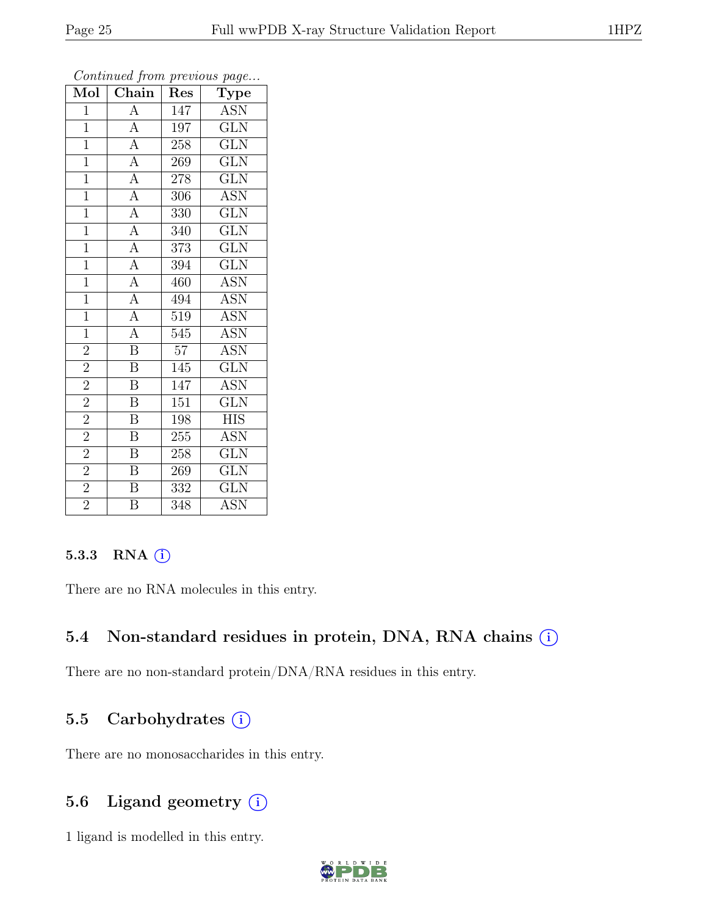*Continued from previous page...*

| Mol | Chain | Res | Type |
|---|---|---|---|
| 1 | A | 147 | ASN |
| 1 | A | 197 | GLN |
| 1 | A | 258 | GLN |
| 1 | A | 269 | GLN |
| 1 | A | 278 | GLN |
| 1 | A | 306 | ASN |
| 1 | A | 330 | GLN |
| 1 | A | 340 | GLN |
| 1 | A | 373 | GLN |
| 1 | A | 394 | GLN |
| 1 | A | 460 | ASN |
| 1 | A | 494 | ASN |
| 1 | A | 519 | ASN |
| 1 | A | 545 | ASN |
| 2 | B | 57 | ASN |
| 2 | B | 145 | GLN |
| 2 | B | 147 | ASN |
| 2 | B | 151 | GLN |
| 2 | B | 198 | HIS |
| 2 | B | 255 | ASN |
| 2 | B | 258 | GLN |
| 2 | B | 269 | GLN |
| 2 | B | 332 | GLN |
| 2 | B | 348 | ASN |

#### 5.3.3 RNA (i)

There are no RNA molecules in this entry.

### 5.4 Non-standard residues in protein, DNA, RNA chains (i)

There are no non-standard protein/DNA/RNA residues in this entry.

### 5.5 Carbohydrates (i)

There are no monosaccharides in this entry.

### 5.6 Ligand geometry (i)

1 ligand is modelled in this entry.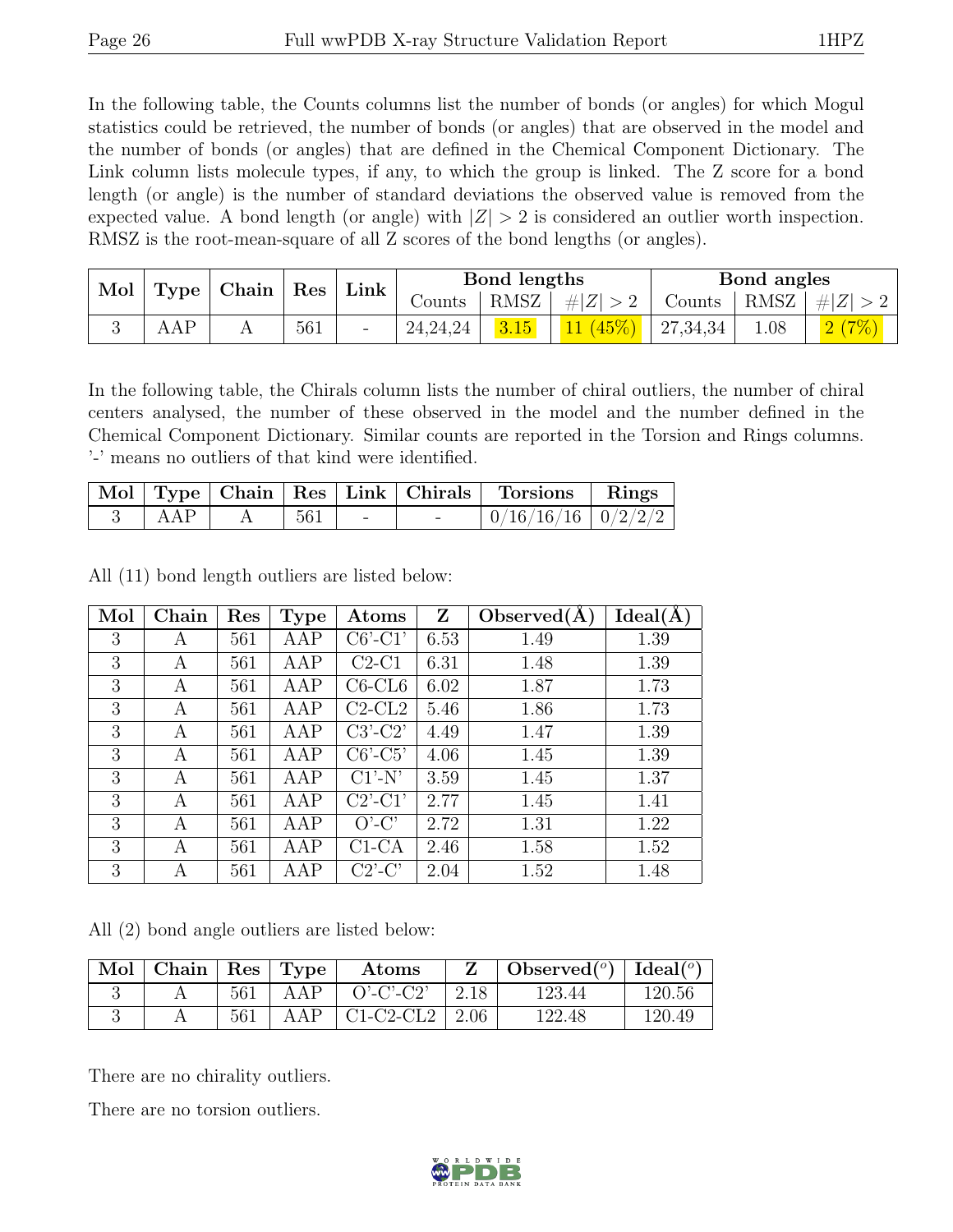In the following table, the Counts columns list the number of bonds (or angles) for which Mogul statistics could be retrieved, the number of bonds (or angles) that are observed in the model and the number of bonds (or angles) that are defined in the Chemical Component Dictionary. The Link column lists molecule types, if any, to which the group is linked. The Z score for a bond length (or angle) is the number of standard deviations the observed value is removed from the expected value. A bond length (or angle) with $|Z| > 2$ is considered an outlier worth inspection. RMSZ is the root-mean-square of all Z scores of the bond lengths (or angles).

| Mol | Type | Chain | Res | Link | Bond lengths | | | Bond angles | | |
|---|---|---|---|---|---|---|---|---|---|---|
| | | | | | Counts | RMSZ | $\#\|Z\| > 2$ | Counts | RMSZ | $\#\|Z\| > 2$ |
| 3 | AAP | A | 561 | - | 24,24,24 | 3.15 | 11 (45%) | 27,34,34 | 1.08 | 2 (7%) |

In the following table, the Chirals column lists the number of chiral outliers, the number of chiral centers analysed, the number of these observed in the model and the number defined in the Chemical Component Dictionary. Similar counts are reported in the Torsion and Rings columns. '-' means no outliers of that kind were identified.

| Mol | Type | Chain | Res | Link | Chirals | Torsions | Rings |
|---|---|---|---|---|---|---|---|
| 3 | AAP | A | 561 | - | - | 0/16/16/16 | 0/2/2/2 |

All (11) bond length outliers are listed below:

| Mol | Chain | Res | Type | Atoms | Z | Observed(Å) | Ideal(Å) |
|---|---|---|---|---|---|---|---|
| 3 | A | 561 | AAP | C6'-C1' | 6.53 | 1.49 | 1.39 |
| 3 | A | 561 | AAP | C2-C1 | 6.31 | 1.48 | 1.39 |
| 3 | A | 561 | AAP | C6-CL6 | 6.02 | 1.87 | 1.73 |
| 3 | A | 561 | AAP | C2-CL2 | 5.46 | 1.86 | 1.73 |
| 3 | A | 561 | AAP | C3'-C2' | 4.49 | 1.47 | 1.39 |
| 3 | A | 561 | AAP | C6'-C5' | 4.06 | 1.45 | 1.39 |
| 3 | A | 561 | AAP | C1'-N' | 3.59 | 1.45 | 1.37 |
| 3 | A | 561 | AAP | C2'-C1' | 2.77 | 1.45 | 1.41 |
| 3 | A | 561 | AAP | O'-C' | 2.72 | 1.31 | 1.22 |
| 3 | A | 561 | AAP | C1-CA | 2.46 | 1.58 | 1.52 |
| 3 | A | 561 | AAP | C2'-C' | 2.04 | 1.52 | 1.48 |

All (2) bond angle outliers are listed below:

| Mol | Chain | Res | Type | Atoms | Z | Observed(°) | Ideal(°) |
|---|---|---|---|---|---|---|---|
| 3 | A | 561 | AAP | O'-C'-C2' | 2.18 | 123.44 | 120.56 |
| 3 | A | 561 | AAP | C1-C2-CL2 | 2.06 | 122.48 | 120.49 |

There are no chirality outliers.

There are no torsion outliers.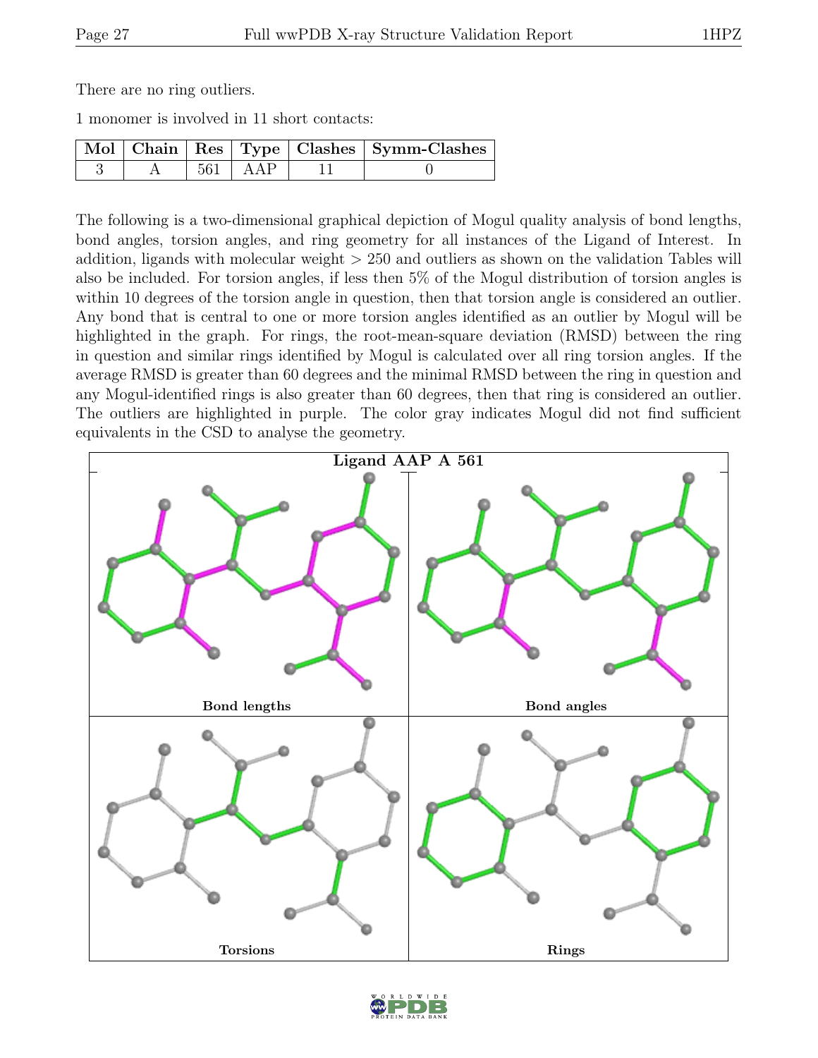There are no ring outliers.

1 monomer is involved in 11 short contacts:

| Mol | Chain | Res | Type | Clashes | Symm-Clashes |
|---|---|---|---|---|---|
| 3 | A | 561 | AAP | 11 | 0 |

The following is a two-dimensional graphical depiction of Mogul quality analysis of bond lengths, bond angles, torsion angles, and ring geometry for all instances of the Ligand of Interest. In addition, ligands with molecular weight > 250 and outliers as shown on the validation Tables will also be included. For torsion angles, if less then 5% of the Mogul distribution of torsion angles is within 10 degrees of the torsion angle in question, then that torsion angle is considered an outlier. Any bond that is central to one or more torsion angles identified as an outlier by Mogul will be highlighted in the graph. For rings, the root-mean-square deviation (RMSD) between the ring in question and similar rings identified by Mogul is calculated over all ring torsion angles. If the average RMSD is greater than 60 degrees and the minimal RMSD between the ring in question and any Mogul-identified rings is also greater than 60 degrees, then that ring is considered an outlier. The outliers are highlighted in purple. The color gray indicates Mogul did not find sufficient equivalents in the CSD to analyse the geometry.

**Ligand AAP A 561**

Bond lengths

Bond angles

Torsions

Rings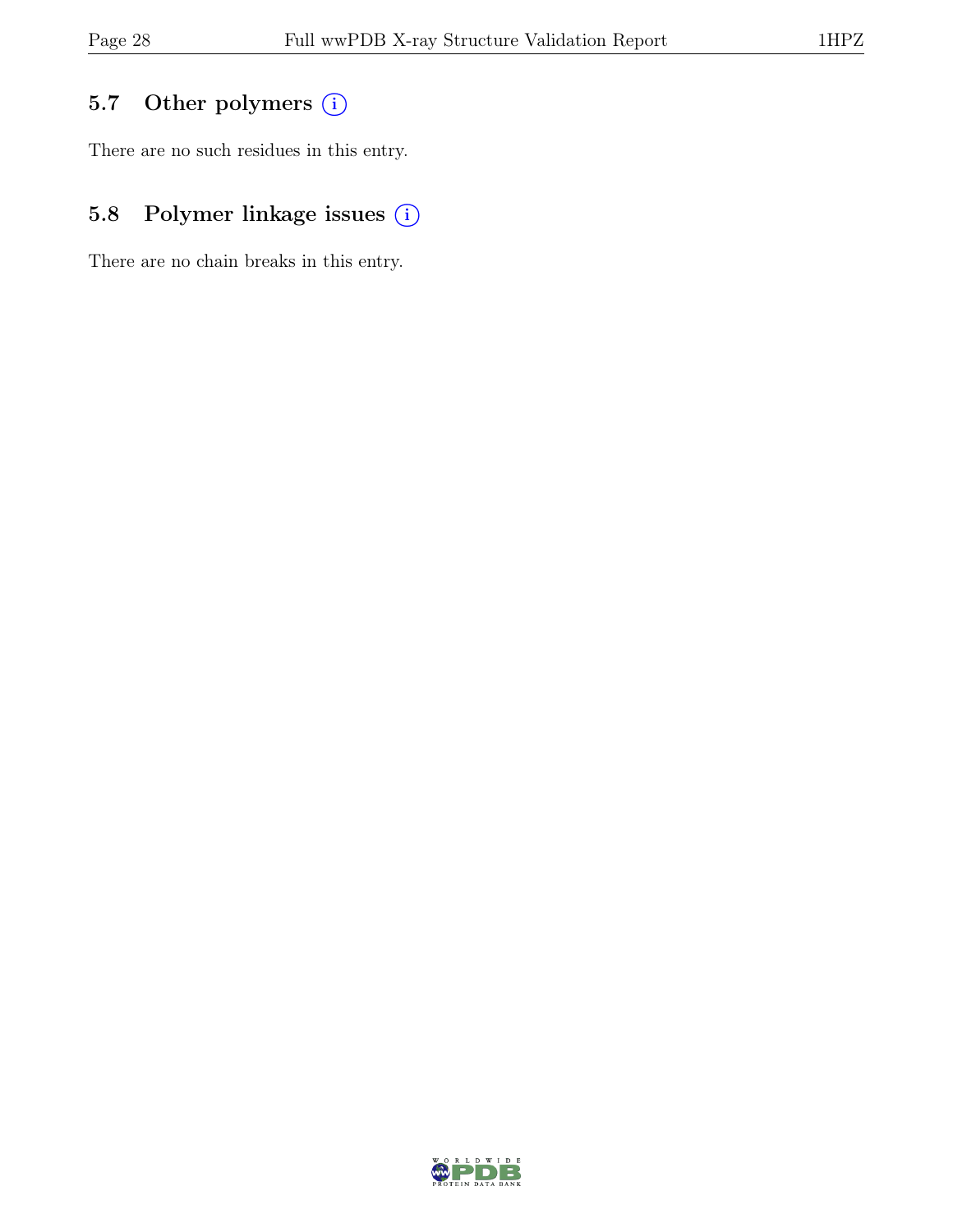## 5.7 Other polymers

There are no such residues in this entry.

## 5.8 Polymer linkage issues

There are no chain breaks in this entry.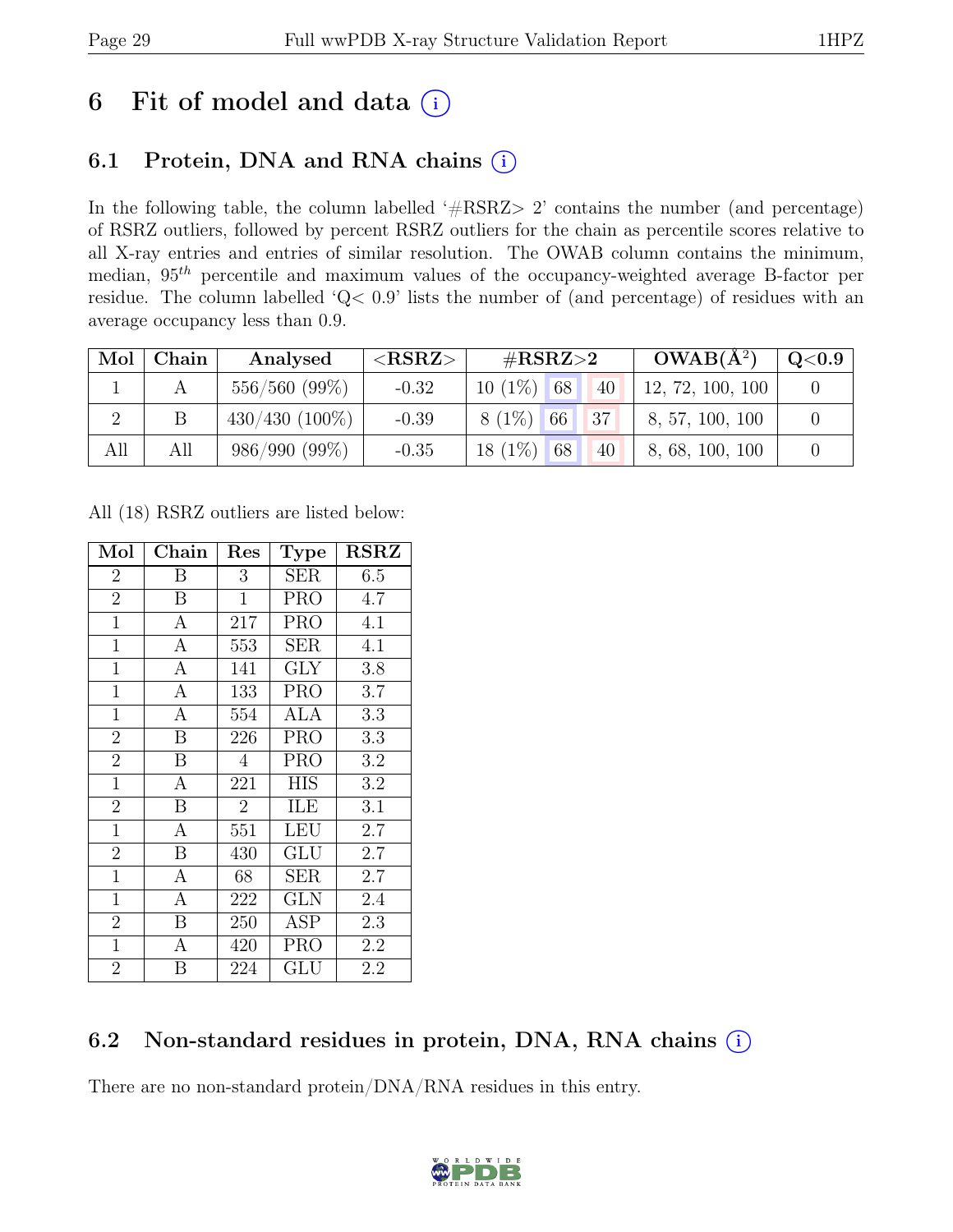# 6 Fit of model and data (i)

## 6.1 Protein, DNA and RNA chains (i)

In the following table, the column labelled '#RSRZ> 2' contains the number (and percentage) of RSRZ outliers, followed by percent RSRZ outliers for the chain as percentile scores relative to all X-ray entries and entries of similar resolution. The OWAB column contains the minimum, median, $95^{th}$ percentile and maximum values of the occupancy-weighted average B-factor per residue. The column labelled 'Q< 0.9' lists the number of (and percentage) of residues with an average occupancy less than 0.9.

| Mol | Chain | Analysed | <RSRZ> | #RSRZ>2 | | | OWAB(Å$^2$) | Q<0.9 |
|---|---|---|---|---|---|---|---|---|
| 1 | A | 556/560 (99%) | -0.32 | 10 (1%) | 68 | 40 | 12, 72, 100, 100 | 0 |
| 2 | B | 430/430 (100%) | -0.39 | 8 (1%) | 66 | 37 | 8, 57, 100, 100 | 0 |
| All | All | 986/990 (99%) | -0.35 | 18 (1%) | 68 | 40 | 8, 68, 100, 100 | 0 |

All (18) RSRZ outliers are listed below:

| Mol | Chain | Res | Type | RSRZ |
|---|---|---|---|---|
| 2 | B | 3 | SER | 6.5 |
| 2 | B | 1 | PRO | 4.7 |
| 1 | A | 217 | PRO | 4.1 |
| 1 | A | 553 | SER | 4.1 |
| 1 | A | 141 | GLY | 3.8 |
| 1 | A | 133 | PRO | 3.7 |
| 1 | A | 554 | ALA | 3.3 |
| 2 | B | 226 | PRO | 3.3 |
| 2 | B | 4 | PRO | 3.2 |
| 1 | A | 221 | HIS | 3.2 |
| 2 | B | 2 | ILE | 3.1 |
| 1 | A | 551 | LEU | 2.7 |
| 2 | B | 430 | GLU | 2.7 |
| 1 | A | 68 | SER | 2.7 |
| 1 | A | 222 | GLN | 2.4 |
| 2 | B | 250 | ASP | 2.3 |
| 1 | A | 420 | PRO | 2.2 |
| 2 | B | 224 | GLU | 2.2 |

## 6.2 Non-standard residues in protein, DNA, RNA chains (i)

There are no non-standard protein/DNA/RNA residues in this entry.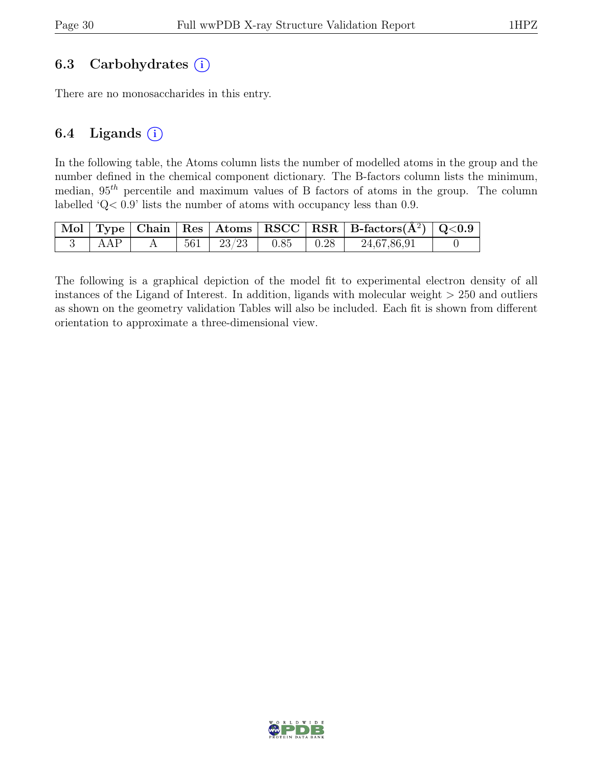## 6.3 Carbohydrates (i)

There are no monosaccharides in this entry.

## 6.4 Ligands (i)

In the following table, the Atoms column lists the number of modelled atoms in the group and the number defined in the chemical component dictionary. The B-factors column lists the minimum, median, $95^{th}$ percentile and maximum values of B factors of atoms in the group. The column labelled 'Q< 0.9' lists the number of atoms with occupancy less than 0.9.

| Mol | Type | Chain | Res | Atoms | RSCC | RSR | B-factors($\text{Å}^2$) | Q<0.9 |
|---|---|---|---|---|---|---|---|---|
| 3 | AAP | A | 561 | 23/23 | 0.85 | 0.28 | 24,67,86,91 | 0 |

The following is a graphical depiction of the model fit to experimental electron density of all instances of the Ligand of Interest. In addition, ligands with molecular weight > 250 and outliers as shown on the geometry validation Tables will also be included. Each fit is shown from different orientation to approximate a three-dimensional view.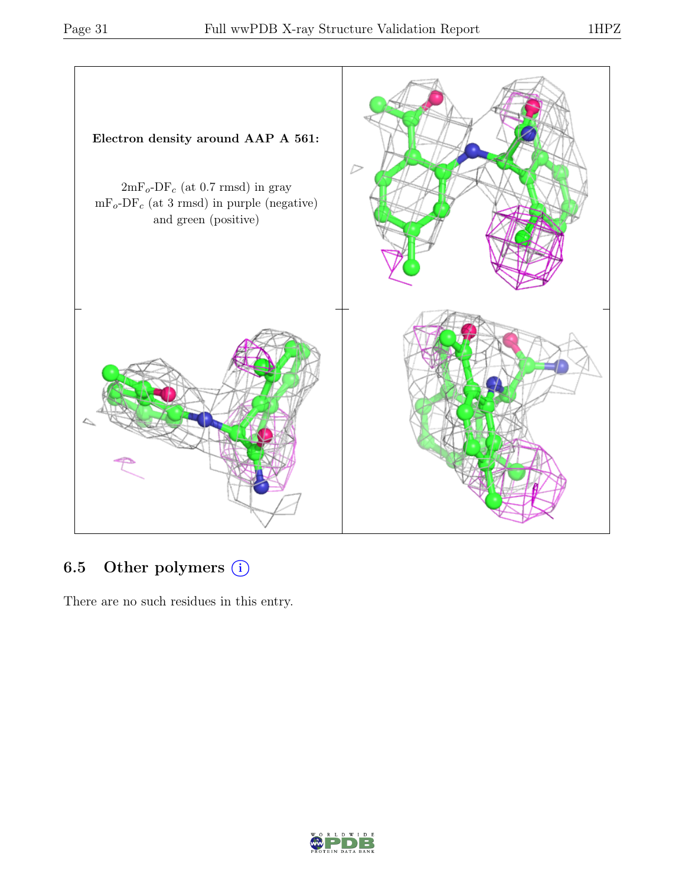**Electron density around AAP A 561:**

$2mF_o$-$DF_c$ (at 0.7 rmsd) in gray
$mF_o$-$DF_c$ (at 3 rmsd) in purple (negative)
and green (positive)

## 6.5 Other polymers (i)

There are no such residues in this entry.